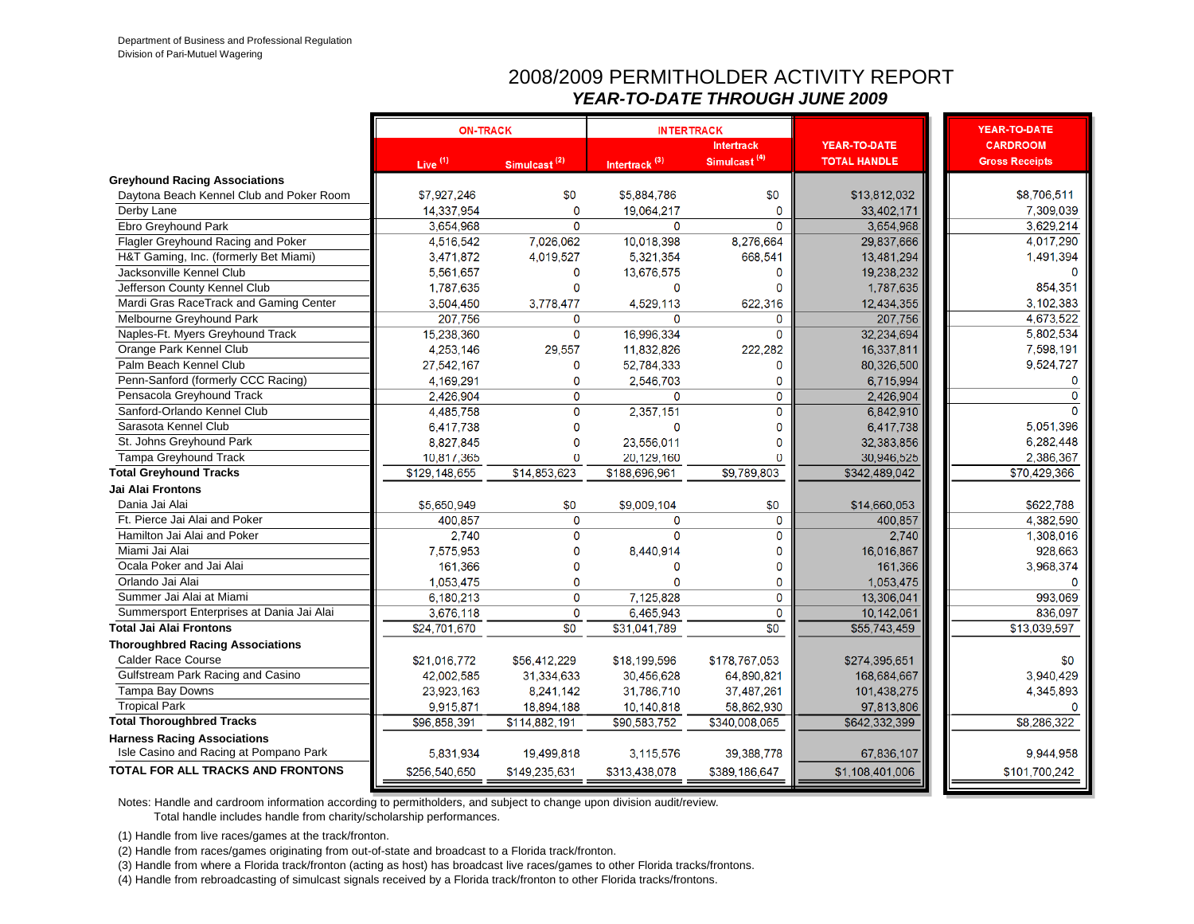Department of Business and Professional Regulation
Division of Pari-Mutuel Wagering

# 2008/2009 PERMITHOLDER ACTIVITY REPORT

## *YEAR-TO-DATE THROUGH JUNE 2009*

| | ON-TRACK | | INTERTRACK | | YEAR-TO-DATE | YEAR-TO-DATE |
|---|---|---|---|---|---|---|
| | Live (1) | Simulcast (2) | Intertrack (3) | Intertrack Simulcast (4) | TOTAL HANDLE | CARDROOM Gross Receipts |
| **Greyhound Racing Associations** | | | | | | |
| Daytona Beach Kennel Club and Poker Room | $7,927,246 | $0 | $5,884,786 | $0 | $13,812,032 | $8,706,511 |
| Derby Lane | 14,337,954 | 0 | 19,064,217 | 0 | 33,402,171 | 7,309,039 |
| Ebro Greyhound Park | 3,654,968 | 0 | 0 | 0 | 3,654,968 | 3,629,214 |
| Flagler Greyhound Racing and Poker | 4,516,542 | 7,026,062 | 10,018,398 | 8,276,664 | 29,837,666 | 4,017,290 |
| H&T Gaming, Inc. (formerly Bet Miami) | 3,471,872 | 4,019,527 | 5,321,354 | 668,541 | 13,481,294 | 1,491,394 |
| Jacksonville Kennel Club | 5,561,657 | 0 | 13,676,575 | 0 | 19,238,232 | 0 |
| Jefferson County Kennel Club | 1,787,635 | 0 | 0 | 0 | 1,787,635 | 854,351 |
| Mardi Gras RaceTrack and Gaming Center | 3,504,450 | 3,778,477 | 4,529,113 | 622,316 | 12,434,355 | 3,102,383 |
| Melbourne Greyhound Park | 207,756 | 0 | 0 | 0 | 207,756 | 4,673,522 |
| Naples-Ft. Myers Greyhound Track | 15,238,360 | 0 | 16,996,334 | 0 | 32,234,694 | 5,802,534 |
| Orange Park Kennel Club | 4,253,146 | 29,557 | 11,832,826 | 222,282 | 16,337,811 | 7,598,191 |
| Palm Beach Kennel Club | 27,542,167 | 0 | 52,784,333 | 0 | 80,326,500 | 9,524,727 |
| Penn-Sanford (formerly CCC Racing) | 4,169,291 | 0 | 2,546,703 | 0 | 6,715,994 | 0 |
| Pensacola Greyhound Track | 2,426,904 | 0 | 0 | 0 | 2,426,904 | 0 |
| Sanford-Orlando Kennel Club | 4,485,758 | 0 | 2,357,151 | 0 | 6,842,910 | 0 |
| Sarasota Kennel Club | 6,417,738 | 0 | 0 | 0 | 6,417,738 | 5,051,396 |
| St. Johns Greyhound Park | 8,827,845 | 0 | 23,556,011 | 0 | 32,383,856 | 6,282,448 |
| Tampa Greyhound Track | 10,817,365 | 0 | 20,129,160 | 0 | 30,946,525 | 2,386,367 |
| **Total Greyhound Tracks** | $129,148,655 | $14,853,623 | $188,696,961 | $9,789,803 | $342,489,042 | $70,429,366 |
| **Jai Alai Frontons** | | | | | | |
| Dania Jai Alai | $5,650,949 | $0 | $9,009,104 | $0 | $14,660,053 | $622,788 |
| Ft. Pierce Jai Alai and Poker | 400,857 | 0 | 0 | 0 | 400,857 | 4,382,590 |
| Hamilton Jai Alai and Poker | 2,740 | 0 | 0 | 0 | 2,740 | 1,308,016 |
| Miami Jai Alai | 7,575,953 | 0 | 8,440,914 | 0 | 16,016,867 | 928,663 |
| Ocala Poker and Jai Alai | 161,366 | 0 | 0 | 0 | 161,366 | 3,968,374 |
| Orlando Jai Alai | 1,053,475 | 0 | 0 | 0 | 1,053,475 | 0 |
| Summer Jai Alai at Miami | 6,180,213 | 0 | 7,125,828 | 0 | 13,306,041 | 993,069 |
| Summersport Enterprises at Dania Jai Alai | 3,676,118 | 0 | 6,465,943 | 0 | 10,142,061 | 836,097 |
| **Total Jai Alai Frontons** | $24,701,670 | $0 | $31,041,789 | $0 | $55,743,459 | $13,039,597 |
| **Thoroughbred Racing Associations** | | | | | | |
| Calder Race Course | $21,016,772 | $56,412,229 | $18,199,596 | $178,767,053 | $274,395,651 | $0 |
| Gulfstream Park Racing and Casino | 42,002,585 | 31,334,633 | 30,456,628 | 64,890,821 | 168,684,667 | 3,940,429 |
| Tampa Bay Downs | 23,923,163 | 8,241,142 | 31,786,710 | 37,487,261 | 101,438,275 | 4,345,893 |
| Tropical Park | 9,915,871 | 18,894,188 | 10,140,818 | 58,862,930 | 97,813,806 | 0 |
| **Total Thoroughbred Tracks** | $96,858,391 | $114,882,191 | $90,583,752 | $340,008,065 | $642,332,399 | $8,286,322 |
| **Harness Racing Associations** | | | | | | |
| Isle Casino and Racing at Pompano Park | 5,831,934 | 19,499,818 | 3,115,576 | 39,388,778 | 67,836,107 | 9,944,958 |
| **TOTAL FOR ALL TRACKS AND FRONTONS** | $256,540,650 | $149,235,631 | $313,438,078 | $389,186,647 | $1,108,401,006 | $101,700,242 |

Notes: Handle and cardroom information according to permitholders, and subject to change upon division audit/review.
Total handle includes handle from charity/scholarship performances.

(1) Handle from live races/games at the track/fronton.

(2) Handle from races/games originating from out-of-state and broadcast to a Florida track/fronton.

(3) Handle from where a Florida track/fronton (acting as host) has broadcast live races/games to other Florida tracks/frontons.

(4) Handle from rebroadcasting of simulcast signals received by a Florida track/fronton to other Florida tracks/frontons.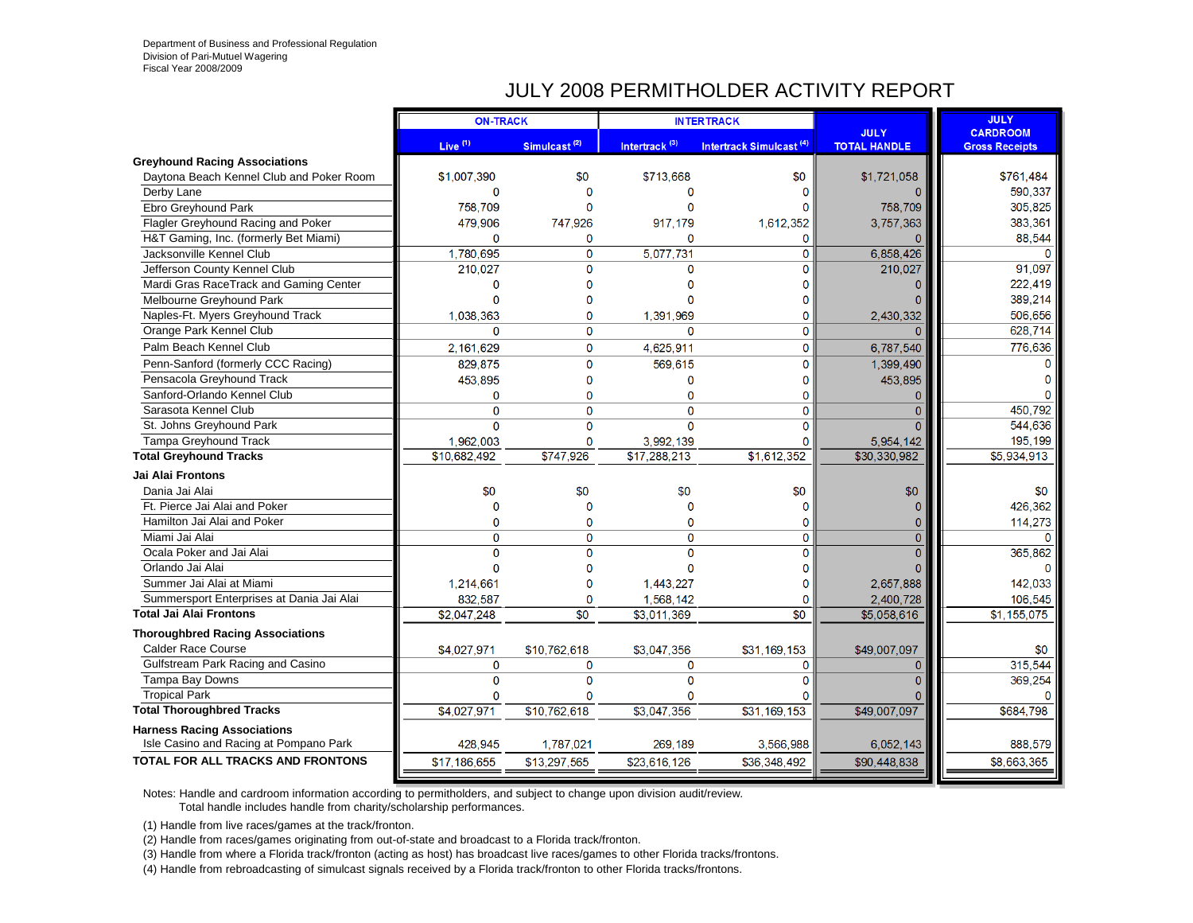Department of Business and Professional Regulation
Division of Pari-Mutuel Wagering
Fiscal Year 2008/2009

# JULY 2008 PERMITHOLDER ACTIVITY REPORT

| | ON-TRACK | | INTERTRACK | | JULY TOTAL HANDLE | JULY CARDROOM Gross Receipts |
|---|---|---|---|---|---|---|
| | Live (1) | Simulcast (2) | Intertrack (3) | Intertrack Simulcast (4) | | |
| **Greyhound Racing Associations** | | | | | | |
| Daytona Beach Kennel Club and Poker Room | $1,007,390 | $0 | $713,668 | $0 | $1,721,058 | $761,484 |
| Derby Lane | 0 | 0 | 0 | 0 | 0 | 590,337 |
| Ebro Greyhound Park | 758,709 | 0 | 0 | 0 | 758,709 | 305,825 |
| Flagler Greyhound Racing and Poker | 479,906 | 747,926 | 917,179 | 1,612,352 | 3,757,363 | 383,361 |
| H&T Gaming, Inc. (formerly Bet Miami) | 0 | 0 | 0 | 0 | 0 | 88,544 |
| Jacksonville Kennel Club | 1,780,695 | 0 | 5,077,731 | 0 | 6,858,426 | 0 |
| Jefferson County Kennel Club | 210,027 | 0 | 0 | 0 | 210,027 | 91,097 |
| Mardi Gras RaceTrack and Gaming Center | 0 | 0 | 0 | 0 | 0 | 222,419 |
| Melbourne Greyhound Park | 0 | 0 | 0 | 0 | 0 | 389,214 |
| Naples-Ft. Myers Greyhound Track | 1,038,363 | 0 | 1,391,969 | 0 | 2,430,332 | 506,656 |
| Orange Park Kennel Club | 0 | 0 | 0 | 0 | 0 | 628,714 |
| Palm Beach Kennel Club | 2,161,629 | 0 | 4,625,911 | 0 | 6,787,540 | 776,636 |
| Penn-Sanford (formerly CCC Racing) | 829,875 | 0 | 569,615 | 0 | 1,399,490 | 0 |
| Pensacola Greyhound Track | 453,895 | 0 | 0 | 0 | 453,895 | 0 |
| Sanford-Orlando Kennel Club | 0 | 0 | 0 | 0 | 0 | 0 |
| Sarasota Kennel Club | 0 | 0 | 0 | 0 | 0 | 450,792 |
| St. Johns Greyhound Park | 0 | 0 | 0 | 0 | 0 | 544,636 |
| Tampa Greyhound Track | 1,962,003 | 0 | 3,992,139 | 0 | 5,954,142 | 195,199 |
| **Total Greyhound Tracks** | $10,682,492 | $747,926 | $17,288,213 | $1,612,352 | $30,330,982 | $5,934,913 |
| **Jai Alai Frontons** | | | | | | |
| Dania Jai Alai | $0 | $0 | $0 | $0 | $0 | $0 |
| Ft. Pierce Jai Alai and Poker | 0 | 0 | 0 | 0 | 0 | 426,362 |
| Hamilton Jai Alai and Poker | 0 | 0 | 0 | 0 | 0 | 114,273 |
| Miami Jai Alai | 0 | 0 | 0 | 0 | 0 | 0 |
| Ocala Poker and Jai Alai | 0 | 0 | 0 | 0 | 0 | 365,862 |
| Orlando Jai Alai | 0 | 0 | 0 | 0 | 0 | 0 |
| Summer Jai Alai at Miami | 1,214,661 | 0 | 1,443,227 | 0 | 2,657,888 | 142,033 |
| Summersport Enterprises at Dania Jai Alai | 832,587 | 0 | 1,568,142 | 0 | 2,400,728 | 106,545 |
| **Total Jai Alai Frontons** | $2,047,248 | $0 | $3,011,369 | $0 | $5,058,616 | $1,155,075 |
| **Thoroughbred Racing Associations** | | | | | | |
| Calder Race Course | $4,027,971 | $10,762,618 | $3,047,356 | $31,169,153 | $49,007,097 | $0 |
| Gulfstream Park Racing and Casino | 0 | 0 | 0 | 0 | 0 | 315,544 |
| Tampa Bay Downs | 0 | 0 | 0 | 0 | 0 | 369,254 |
| Tropical Park | 0 | 0 | 0 | 0 | 0 | 0 |
| **Total Thoroughbred Tracks** | $4,027,971 | $10,762,618 | $3,047,356 | $31,169,153 | $49,007,097 | $684,798 |
| **Harness Racing Associations** | | | | | | |
| Isle Casino and Racing at Pompano Park | 428,945 | 1,787,021 | 269,189 | 3,566,988 | 6,052,143 | 888,579 |
| **TOTAL FOR ALL TRACKS AND FRONTONS** | $17,186,655 | $13,297,565 | $23,616,126 | $36,348,492 | $90,448,838 | $8,663,365 |

Notes: Handle and cardroom information according to permitholders, and subject to change upon division audit/review.
Total handle includes handle from charity/scholarship performances.

(1) Handle from live races/games at the track/fronton.

(2) Handle from races/games originating from out-of-state and broadcast to a Florida track/fronton.

(3) Handle from where a Florida track/fronton (acting as host) has broadcast live races/games to other Florida tracks/frontons.

(4) Handle from rebroadcasting of simulcast signals received by a Florida track/fronton to other Florida tracks/frontons.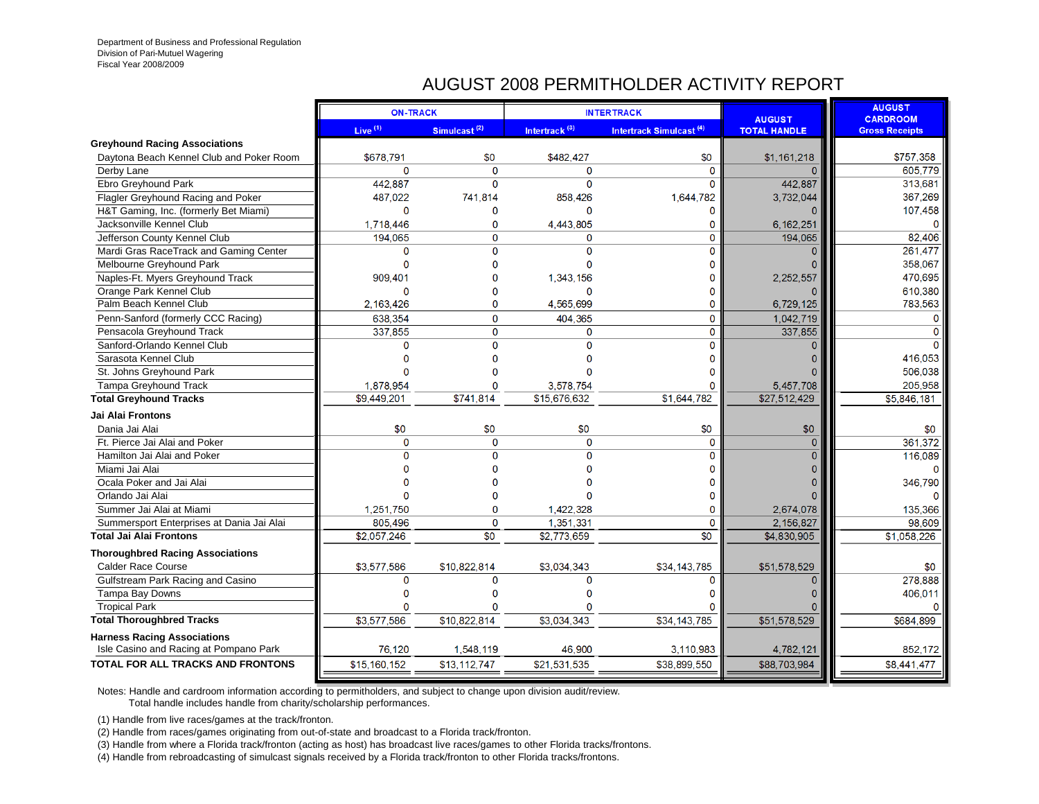Department of Business and Professional Regulation
Division of Pari-Mutuel Wagering
Fiscal Year 2008/2009

# AUGUST 2008 PERMITHOLDER ACTIVITY REPORT

| | ON-TRACK | | INTERTRACK | | AUGUST TOTAL HANDLE | AUGUST CARDROOM Gross Receipts |
|---|---|---|---|---|---|---|
| | Live [1] | Simulcast [2] | Intertrack [3] | Intertrack Simulcast [4] | | |
| **Greyhound Racing Associations** | | | | | | |
| Daytona Beach Kennel Club and Poker Room | $678,791 | $0 | $482,427 | $0 | $1,161,218 | $757,358 |
| Derby Lane | 0 | 0 | 0 | 0 | 0 | 605,779 |
| Ebro Greyhound Park | 442,887 | 0 | 0 | 0 | 442,887 | 313,681 |
| Flagler Greyhound Racing and Poker | 487,022 | 741,814 | 858,426 | 1,644,782 | 3,732,044 | 367,269 |
| H&T Gaming, Inc. (formerly Bet Miami) | 0 | 0 | 0 | 0 | 0 | 107,458 |
| Jacksonville Kennel Club | 1,718,446 | 0 | 4,443,805 | 0 | 6,162,251 | 0 |
| Jefferson County Kennel Club | 194,065 | 0 | 0 | 0 | 194,065 | 82,406 |
| Mardi Gras RaceTrack and Gaming Center | 0 | 0 | 0 | 0 | 0 | 261,477 |
| Melbourne Greyhound Park | 0 | 0 | 0 | 0 | 0 | 358,067 |
| Naples-Ft. Myers Greyhound Track | 909,401 | 0 | 1,343,156 | 0 | 2,252,557 | 470,695 |
| Orange Park Kennel Club | 0 | 0 | 0 | 0 | 0 | 610,380 |
| Palm Beach Kennel Club | 2,163,426 | 0 | 4,565,699 | 0 | 6,729,125 | 783,563 |
| Penn-Sanford (formerly CCC Racing) | 638,354 | 0 | 404,365 | 0 | 1,042,719 | 0 |
| Pensacola Greyhound Track | 337,855 | 0 | 0 | 0 | 337,855 | 0 |
| Sanford-Orlando Kennel Club | 0 | 0 | 0 | 0 | 0 | 0 |
| Sarasota Kennel Club | 0 | 0 | 0 | 0 | 0 | 416,053 |
| St. Johns Greyhound Park | 0 | 0 | 0 | 0 | 0 | 506,038 |
| Tampa Greyhound Track | 1,878,954 | 0 | 3,578,754 | 0 | 5,457,708 | 205,958 |
| **Total Greyhound Tracks** | $9,449,201 | $741,814 | $15,676,632 | $1,644,782 | $27,512,429 | $5,846,181 |
| **Jai Alai Frontons** | | | | | | |
| Dania Jai Alai | $0 | $0 | $0 | $0 | $0 | $0 |
| Ft. Pierce Jai Alai and Poker | 0 | 0 | 0 | 0 | 0 | 361,372 |
| Hamilton Jai Alai and Poker | 0 | 0 | 0 | 0 | 0 | 116,089 |
| Miami Jai Alai | 0 | 0 | 0 | 0 | 0 | 0 |
| Ocala Poker and Jai Alai | 0 | 0 | 0 | 0 | 0 | 346,790 |
| Orlando Jai Alai | 0 | 0 | 0 | 0 | 0 | 0 |
| Summer Jai Alai at Miami | 1,251,750 | 0 | 1,422,328 | 0 | 2,674,078 | 135,366 |
| Summersport Enterprises at Dania Jai Alai | 805,496 | 0 | 1,351,331 | 0 | 2,156,827 | 98,609 |
| **Total Jai Alai Frontons** | $2,057,246 | $0 | $2,773,659 | $0 | $4,830,905 | $1,058,226 |
| **Thoroughbred Racing Associations** | | | | | | |
| Calder Race Course | $3,577,586 | $10,822,814 | $3,034,343 | $34,143,785 | $51,578,529 | $0 |
| Gulfstream Park Racing and Casino | 0 | 0 | 0 | 0 | 0 | 278,888 |
| Tampa Bay Downs | 0 | 0 | 0 | 0 | 0 | 406,011 |
| Tropical Park | 0 | 0 | 0 | 0 | 0 | 0 |
| **Total Thoroughbred Tracks** | $3,577,586 | $10,822,814 | $3,034,343 | $34,143,785 | $51,578,529 | $684,899 |
| **Harness Racing Associations** | | | | | | |
| Isle Casino and Racing at Pompano Park | 76,120 | 1,548,119 | 46,900 | 3,110,983 | 4,782,121 | 852,172 |
| **TOTAL FOR ALL TRACKS AND FRONTONS** | $15,160,152 | $13,112,747 | $21,531,535 | $38,899,550 | $88,703,984 | $8,441,477 |

Notes: Handle and cardroom information according to permitholders, and subject to change upon division audit/review.
Total handle includes handle from charity/scholarship performances.

(1) Handle from live races/games at the track/fronton.
(2) Handle from races/games originating from out-of-state and broadcast to a Florida track/fronton.
(3) Handle from where a Florida track/fronton (acting as host) has broadcast live races/games to other Florida tracks/frontons.
(4) Handle from rebroadcasting of simulcast signals received by a Florida track/fronton to other Florida tracks/frontons.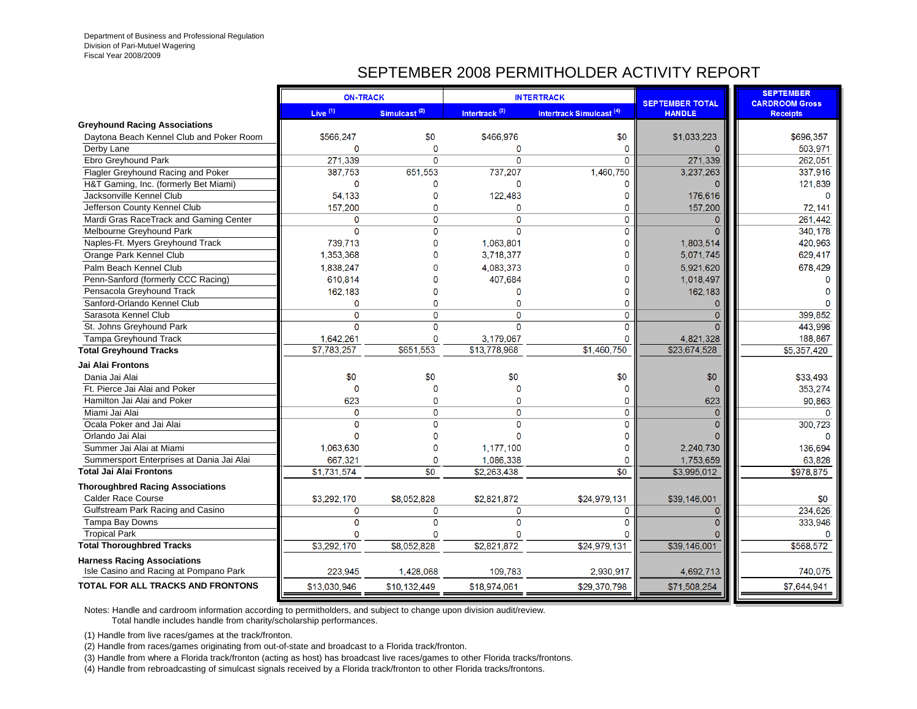Department of Business and Professional Regulation
Division of Pari-Mutuel Wagering
Fiscal Year 2008/2009

# SEPTEMBER 2008 PERMITHOLDER ACTIVITY REPORT

| | ON-TRACK | | INTERTRACK | | SEPTEMBER TOTAL HANDLE | SEPTEMBER CARDROOM Gross Receipts |
|---|---|---|---|---|---|---|
| | Live (1) | Simulcast (2) | Intertrack (3) | Intertrack Simulcast (4) | | |
| **Greyhound Racing Associations** | | | | | | |
| Daytona Beach Kennel Club and Poker Room | $566,247 | $0 | $466,976 | $0 | $1,033,223 | $696,357 |
| Derby Lane | 0 | 0 | 0 | 0 | 0 | 503,971 |
| Ebro Greyhound Park | 271,339 | 0 | 0 | 0 | 271,339 | 262,051 |
| Flagler Greyhound Racing and Poker | 387,753 | 651,553 | 737,207 | 1,460,750 | 3,237,263 | 337,916 |
| H&T Gaming, Inc. (formerly Bet Miami) | 0 | 0 | 0 | 0 | 0 | 121,839 |
| Jacksonville Kennel Club | 54,133 | 0 | 122,483 | 0 | 176,616 | 0 |
| Jefferson County Kennel Club | 157,200 | 0 | 0 | 0 | 157,200 | 72,141 |
| Mardi Gras RaceTrack and Gaming Center | 0 | 0 | 0 | 0 | 0 | 261,442 |
| Melbourne Greyhound Park | 0 | 0 | 0 | 0 | 0 | 340,178 |
| Naples-Ft. Myers Greyhound Track | 739,713 | 0 | 1,063,801 | 0 | 1,803,514 | 420,963 |
| Orange Park Kennel Club | 1,353,368 | 0 | 3,718,377 | 0 | 5,071,745 | 629,417 |
| Palm Beach Kennel Club | 1,838,247 | 0 | 4,083,373 | 0 | 5,921,620 | 678,429 |
| Penn-Sanford (formerly CCC Racing) | 610,814 | 0 | 407,684 | 0 | 1,018,497 | 0 |
| Pensacola Greyhound Track | 162,183 | 0 | 0 | 0 | 162,183 | 0 |
| Sanford-Orlando Kennel Club | 0 | 0 | 0 | 0 | 0 | 0 |
| Sarasota Kennel Club | 0 | 0 | 0 | 0 | 0 | 399,852 |
| St. Johns Greyhound Park | 0 | 0 | 0 | 0 | 0 | 443,998 |
| Tampa Greyhound Track | 1,642,261 | 0 | 3,179,067 | 0 | 4,821,328 | 188,867 |
| **Total Greyhound Tracks** | $7,783,257 | $651,553 | $13,778,968 | $1,460,750 | $23,674,528 | $5,357,420 |
| **Jai Alai Frontons** | | | | | | |
| Dania Jai Alai | $0 | $0 | $0 | $0 | $0 | $33,493 |
| Ft. Pierce Jai Alai and Poker | 0 | 0 | 0 | 0 | 0 | 353,274 |
| Hamilton Jai Alai and Poker | 623 | 0 | 0 | 0 | 623 | 90,863 |
| Miami Jai Alai | 0 | 0 | 0 | 0 | 0 | 0 |
| Ocala Poker and Jai Alai | 0 | 0 | 0 | 0 | 0 | 300,723 |
| Orlando Jai Alai | 0 | 0 | 0 | 0 | 0 | 0 |
| Summer Jai Alai at Miami | 1,063,630 | 0 | 1,177,100 | 0 | 2,240,730 | 136,694 |
| Summersport Enterprises at Dania Jai Alai | 667,321 | 0 | 1,086,338 | 0 | 1,753,659 | 63,828 |
| **Total Jai Alai Frontons** | $1,731,574 | $0 | $2,263,438 | $0 | $3,995,012 | $978,875 |
| **Thoroughbred Racing Associations** | | | | | | |
| Calder Race Course | $3,292,170 | $8,052,828 | $2,821,872 | $24,979,131 | $39,146,001 | $0 |
| Gulfstream Park Racing and Casino | 0 | 0 | 0 | 0 | 0 | 234,626 |
| Tampa Bay Downs | 0 | 0 | 0 | 0 | 0 | 333,946 |
| Tropical Park | 0 | 0 | 0 | 0 | 0 | 0 |
| **Total Thoroughbred Tracks** | $3,292,170 | $8,052,828 | $2,821,872 | $24,979,131 | $39,146,001 | $568,572 |
| **Harness Racing Associations** | | | | | | |
| Isle Casino and Racing at Pompano Park | 223,945 | 1,428,068 | 109,783 | 2,930,917 | 4,692,713 | 740,075 |
| **TOTAL FOR ALL TRACKS AND FRONTONS** | $13,030,946 | $10,132,449 | $18,974,061 | $29,370,798 | $71,508,254 | $7,644,941 |

Notes: Handle and cardroom information according to permitholders, and subject to change upon division audit/review.
Total handle includes handle from charity/scholarship performances.

(1) Handle from live races/games at the track/fronton.
(2) Handle from races/games originating from out-of-state and broadcast to a Florida track/fronton.
(3) Handle from where a Florida track/fronton (acting as host) has broadcast live races/games to other Florida tracks/frontons.
(4) Handle from rebroadcasting of simulcast signals received by a Florida track/fronton to other Florida tracks/frontons.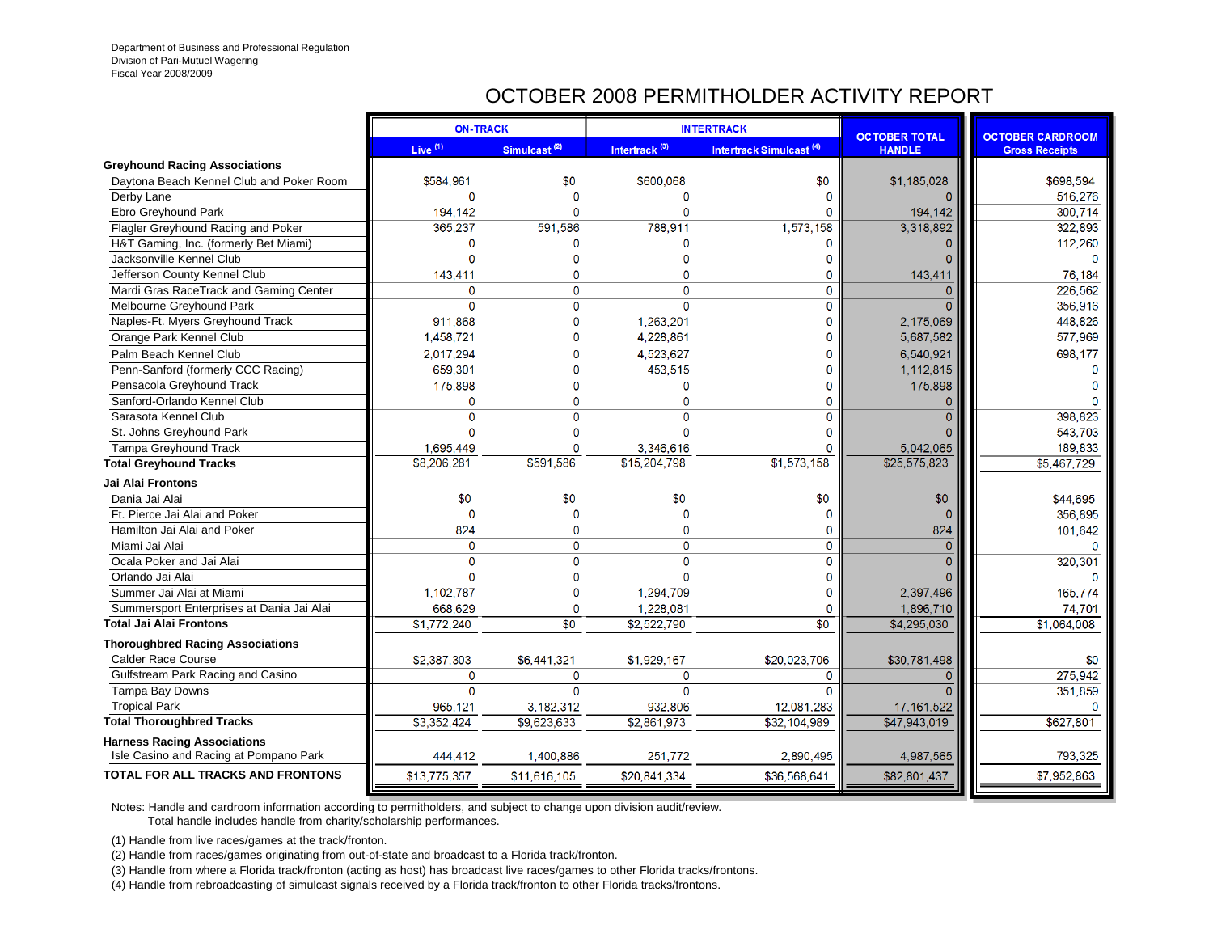Department of Business and Professional Regulation
Division of Pari-Mutuel Wagering
Fiscal Year 2008/2009

# OCTOBER 2008 PERMITHOLDER ACTIVITY REPORT

| | ON-TRACK | | INTERTRACK | | OCTOBER TOTAL HANDLE | OCTOBER CARDROOM Gross Receipts |
|---|---|---|---|---|---|---|
| | Live (1) | Simulcast (2) | Intertrack (3) | Intertrack Simulcast (4) | | |
| **Greyhound Racing Associations** | | | | | | |
| Daytona Beach Kennel Club and Poker Room | $584,961 | $0 | $600,068 | $0 | $1,185,028 | $698,594 |
| Derby Lane | 0 | 0 | 0 | 0 | 0 | 516,276 |
| Ebro Greyhound Park | 194,142 | 0 | 0 | 0 | 194,142 | 300,714 |
| Flagler Greyhound Racing and Poker | 365,237 | 591,586 | 788,911 | 1,573,158 | 3,318,892 | 322,893 |
| H&T Gaming, Inc. (formerly Bet Miami) | 0 | 0 | 0 | 0 | 0 | 112,260 |
| Jacksonville Kennel Club | 0 | 0 | 0 | 0 | 0 | 0 |
| Jefferson County Kennel Club | 143,411 | 0 | 0 | 0 | 143,411 | 76,184 |
| Mardi Gras RaceTrack and Gaming Center | 0 | 0 | 0 | 0 | 0 | 226,562 |
| Melbourne Greyhound Park | 0 | 0 | 0 | 0 | 0 | 356,916 |
| Naples-Ft. Myers Greyhound Track | 911,868 | 0 | 1,263,201 | 0 | 2,175,069 | 448,826 |
| Orange Park Kennel Club | 1,458,721 | 0 | 4,228,861 | 0 | 5,687,582 | 577,969 |
| Palm Beach Kennel Club | 2,017,294 | 0 | 4,523,627 | 0 | 6,540,921 | 698,177 |
| Penn-Sanford (formerly CCC Racing) | 659,301 | 0 | 453,515 | 0 | 1,112,815 | 0 |
| Pensacola Greyhound Track | 175,898 | 0 | 0 | 0 | 175,898 | 0 |
| Sanford-Orlando Kennel Club | 0 | 0 | 0 | 0 | 0 | 0 |
| Sarasota Kennel Club | 0 | 0 | 0 | 0 | 0 | 398,823 |
| St. Johns Greyhound Park | 0 | 0 | 0 | 0 | 0 | 543,703 |
| Tampa Greyhound Track | 1,695,449 | 0 | 3,346,616 | 0 | 5,042,065 | 189,833 |
| **Total Greyhound Tracks** | $8,206,281 | $591,586 | $15,204,798 | $1,573,158 | $25,575,823 | $5,467,729 |
| **Jai Alai Frontons** | | | | | | |
| Dania Jai Alai | $0 | $0 | $0 | $0 | $0 | $44,695 |
| Ft. Pierce Jai Alai and Poker | 0 | 0 | 0 | 0 | 0 | 356,895 |
| Hamilton Jai Alai and Poker | 824 | 0 | 0 | 0 | 824 | 101,642 |
| Miami Jai Alai | 0 | 0 | 0 | 0 | 0 | 0 |
| Ocala Poker and Jai Alai | 0 | 0 | 0 | 0 | 0 | 320,301 |
| Orlando Jai Alai | 0 | 0 | 0 | 0 | 0 | 0 |
| Summer Jai Alai at Miami | 1,102,787 | 0 | 1,294,709 | 0 | 2,397,496 | 165,774 |
| Summersport Enterprises at Dania Jai Alai | 668,629 | 0 | 1,228,081 | 0 | 1,896,710 | 74,701 |
| **Total Jai Alai Frontons** | $1,772,240 | $0 | $2,522,790 | $0 | $4,295,030 | $1,064,008 |
| **Thoroughbred Racing Associations** | | | | | | |
| Calder Race Course | $2,387,303 | $6,441,321 | $1,929,167 | $20,023,706 | $30,781,498 | $0 |
| Gulfstream Park Racing and Casino | 0 | 0 | 0 | 0 | 0 | 275,942 |
| Tampa Bay Downs | 0 | 0 | 0 | 0 | 0 | 351,859 |
| Tropical Park | 965,121 | 3,182,312 | 932,806 | 12,081,283 | 17,161,522 | 0 |
| **Total Thoroughbred Tracks** | $3,352,424 | $9,623,633 | $2,861,973 | $32,104,989 | $47,943,019 | $627,801 |
| **Harness Racing Associations** | | | | | | |
| Isle Casino and Racing at Pompano Park | 444,412 | 1,400,886 | 251,772 | 2,890,495 | 4,987,565 | 793,325 |
| **TOTAL FOR ALL TRACKS AND FRONTONS** | $13,775,357 | $11,616,105 | $20,841,334 | $36,568,641 | $82,801,437 | $7,952,863 |

Notes: Handle and cardroom information according to permitholders, and subject to change upon division audit/review.
Total handle includes handle from charity/scholarship performances.

(1) Handle from live races/games at the track/fronton.

(2) Handle from races/games originating from out-of-state and broadcast to a Florida track/fronton.

(3) Handle from where a Florida track/fronton (acting as host) has broadcast live races/games to other Florida tracks/frontons.

(4) Handle from rebroadcasting of simulcast signals received by a Florida track/fronton to other Florida tracks/frontons.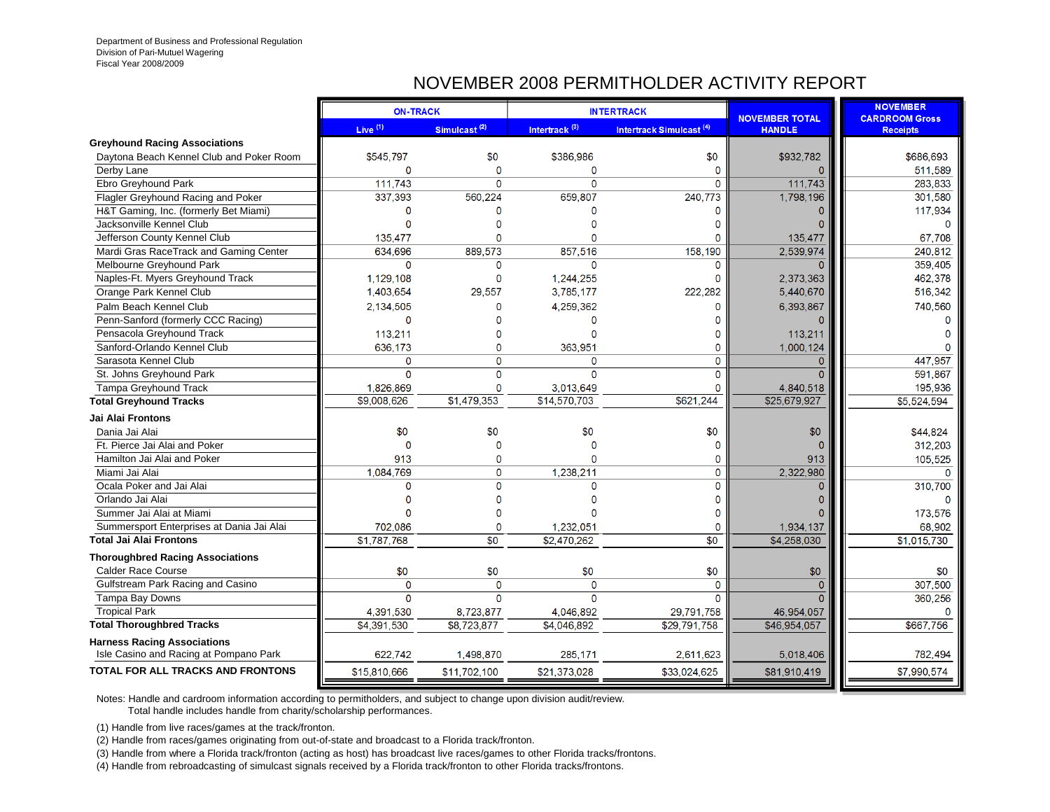Department of Business and Professional Regulation
Division of Pari-Mutuel Wagering
Fiscal Year 2008/2009

# NOVEMBER 2008 PERMITHOLDER ACTIVITY REPORT

| | ON-TRACK | | INTERTRACK | | NOVEMBER TOTAL HANDLE | NOVEMBER CARDROOM Gross Receipts |
|---|---|---|---|---|---|---|
| | Live [1] | Simulcast [2] | Intertrack [3] | Intertrack Simulcast [4] | | |
| **Greyhound Racing Associations** | | | | | | |
| Daytona Beach Kennel Club and Poker Room | $545,797 | $0 | $386,986 | $0 | $932,782 | $686,693 |
| Derby Lane | 0 | 0 | 0 | 0 | 0 | 511,589 |
| Ebro Greyhound Park | 111,743 | 0 | 0 | 0 | 111,743 | 283,833 |
| Flagler Greyhound Racing and Poker | 337,393 | 560,224 | 659,807 | 240,773 | 1,798,196 | 301,580 |
| H&T Gaming, Inc. (formerly Bet Miami) | 0 | 0 | 0 | 0 | 0 | 117,934 |
| Jacksonville Kennel Club | 0 | 0 | 0 | 0 | 0 | 0 |
| Jefferson County Kennel Club | 135,477 | 0 | 0 | 0 | 135,477 | 67,708 |
| Mardi Gras RaceTrack and Gaming Center | 634,696 | 889,573 | 857,516 | 158,190 | 2,539,974 | 240,812 |
| Melbourne Greyhound Park | 0 | 0 | 0 | 0 | 0 | 359,405 |
| Naples-Ft. Myers Greyhound Track | 1,129,108 | 0 | 1,244,255 | 0 | 2,373,363 | 462,378 |
| Orange Park Kennel Club | 1,403,654 | 29,557 | 3,785,177 | 222,282 | 5,440,670 | 516,342 |
| Palm Beach Kennel Club | 2,134,505 | 0 | 4,259,362 | 0 | 6,393,867 | 740,560 |
| Penn-Sanford (formerly CCC Racing) | 0 | 0 | 0 | 0 | 0 | 0 |
| Pensacola Greyhound Track | 113,211 | 0 | 0 | 0 | 113,211 | 0 |
| Sanford-Orlando Kennel Club | 636,173 | 0 | 363,951 | 0 | 1,000,124 | 0 |
| Sarasota Kennel Club | 0 | 0 | 0 | 0 | 0 | 447,957 |
| St. Johns Greyhound Park | 0 | 0 | 0 | 0 | 0 | 591,867 |
| Tampa Greyhound Track | 1,826,869 | 0 | 3,013,649 | 0 | 4,840,518 | 195,936 |
| **Total Greyhound Tracks** | $9,008,626 | $1,479,353 | $14,570,703 | $621,244 | $25,679,927 | $5,524,594 |
| **Jai Alai Frontons** | | | | | | |
| Dania Jai Alai | $0 | $0 | $0 | $0 | $0 | $44,824 |
| Ft. Pierce Jai Alai and Poker | 0 | 0 | 0 | 0 | 0 | 312,203 |
| Hamilton Jai Alai and Poker | 913 | 0 | 0 | 0 | 913 | 105,525 |
| Miami Jai Alai | 1,084,769 | 0 | 1,238,211 | 0 | 2,322,980 | 0 |
| Ocala Poker and Jai Alai | 0 | 0 | 0 | 0 | 0 | 310,700 |
| Orlando Jai Alai | 0 | 0 | 0 | 0 | 0 | 0 |
| Summer Jai Alai at Miami | 0 | 0 | 0 | 0 | 0 | 173,576 |
| Summersport Enterprises at Dania Jai Alai | 702,086 | 0 | 1,232,051 | 0 | 1,934,137 | 68,902 |
| **Total Jai Alai Frontons** | $1,787,768 | $0 | $2,470,262 | $0 | $4,258,030 | $1,015,730 |
| **Thoroughbred Racing Associations** | | | | | | |
| Calder Race Course | $0 | $0 | $0 | $0 | $0 | $0 |
| Gulfstream Park Racing and Casino | 0 | 0 | 0 | 0 | 0 | 307,500 |
| Tampa Bay Downs | 0 | 0 | 0 | 0 | 0 | 360,256 |
| Tropical Park | 4,391,530 | 8,723,877 | 4,046,892 | 29,791,758 | 46,954,057 | 0 |
| **Total Thoroughbred Tracks** | $4,391,530 | $8,723,877 | $4,046,892 | $29,791,758 | $46,954,057 | $667,756 |
| **Harness Racing Associations** | | | | | | |
| Isle Casino and Racing at Pompano Park | 622,742 | 1,498,870 | 285,171 | 2,611,623 | 5,018,406 | 782,494 |
| **TOTAL FOR ALL TRACKS AND FRONTONS** | $15,810,666 | $11,702,100 | $21,373,028 | $33,024,625 | $81,910,419 | $7,990,574 |

Notes: Handle and cardroom information according to permitholders, and subject to change upon division audit/review.
Total handle includes handle from charity/scholarship performances.

(1) Handle from live races/games at the track/fronton.

(2) Handle from races/games originating from out-of-state and broadcast to a Florida track/fronton.

(3) Handle from where a Florida track/fronton (acting as host) has broadcast live races/games to other Florida tracks/frontons.

(4) Handle from rebroadcasting of simulcast signals received by a Florida track/fronton to other Florida tracks/frontons.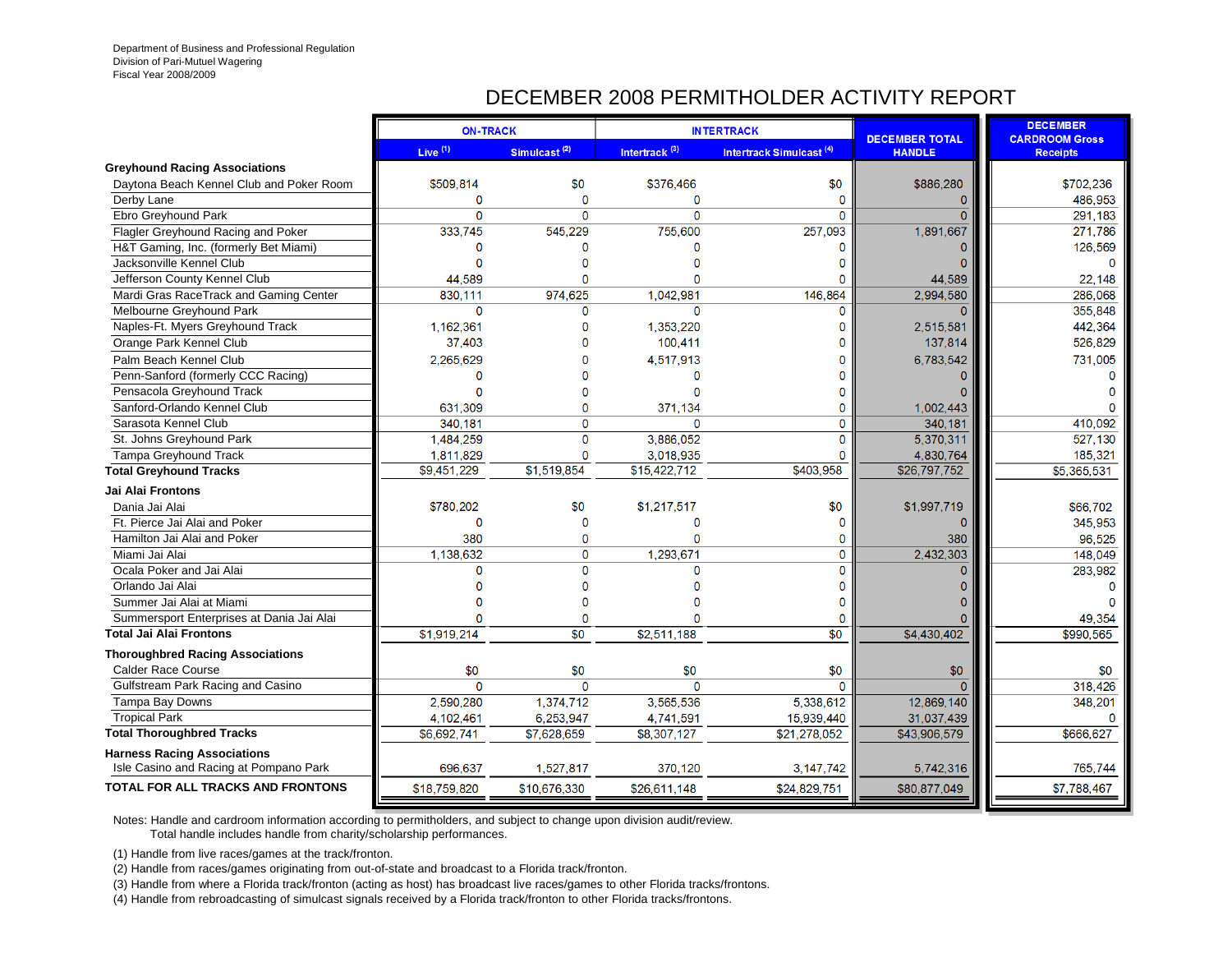Department of Business and Professional Regulation
Division of Pari-Mutuel Wagering
Fiscal Year 2008/2009

# DECEMBER 2008 PERMITHOLDER ACTIVITY REPORT

| | ON-TRACK | | INTERTRACK | | DECEMBER TOTAL HANDLE | DECEMBER CARDROOM Gross Receipts |
|---|---|---|---|---|---|---|
| | Live (1) | Simulcast (2) | Intertrack (3) | Intertrack Simulcast (4) | | |
| **Greyhound Racing Associations** | | | | | | |
| Daytona Beach Kennel Club and Poker Room | $509,814 | $0 | $376,466 | $0 | $886,280 | $702,236 |
| Derby Lane | 0 | 0 | 0 | 0 | 0 | 486,953 |
| Ebro Greyhound Park | 0 | 0 | 0 | 0 | 0 | 291,183 |
| Flagler Greyhound Racing and Poker | 333,745 | 545,229 | 755,600 | 257,093 | 1,891,667 | 271,786 |
| H&T Gaming, Inc. (formerly Bet Miami) | 0 | 0 | 0 | 0 | 0 | 126,569 |
| Jacksonville Kennel Club | 0 | 0 | 0 | 0 | 0 | 0 |
| Jefferson County Kennel Club | 44,589 | 0 | 0 | 0 | 44,589 | 22,148 |
| Mardi Gras RaceTrack and Gaming Center | 830,111 | 974,625 | 1,042,981 | 146,864 | 2,994,580 | 286,068 |
| Melbourne Greyhound Park | 0 | 0 | 0 | 0 | 0 | 355,848 |
| Naples-Ft. Myers Greyhound Track | 1,162,361 | 0 | 1,353,220 | 0 | 2,515,581 | 442,364 |
| Orange Park Kennel Club | 37,403 | 0 | 100,411 | 0 | 137,814 | 526,829 |
| Palm Beach Kennel Club | 2,265,629 | 0 | 4,517,913 | 0 | 6,783,542 | 731,005 |
| Penn-Sanford (formerly CCC Racing) | 0 | 0 | 0 | 0 | 0 | 0 |
| Pensacola Greyhound Track | 0 | 0 | 0 | 0 | 0 | 0 |
| Sanford-Orlando Kennel Club | 631,309 | 0 | 371,134 | 0 | 1,002,443 | 0 |
| Sarasota Kennel Club | 340,181 | 0 | 0 | 0 | 340,181 | 410,092 |
| St. Johns Greyhound Park | 1,484,259 | 0 | 3,886,052 | 0 | 5,370,311 | 527,130 |
| Tampa Greyhound Track | 1,811,829 | 0 | 3,018,935 | 0 | 4,830,764 | 185,321 |
| **Total Greyhound Tracks** | $9,451,229 | $1,519,854 | $15,422,712 | $403,958 | $26,797,752 | $5,365,531 |
| **Jai Alai Frontons** | | | | | | |
| Dania Jai Alai | $780,202 | $0 | $1,217,517 | $0 | $1,997,719 | $66,702 |
| Ft. Pierce Jai Alai and Poker | 0 | 0 | 0 | 0 | 0 | 345,953 |
| Hamilton Jai Alai and Poker | 380 | 0 | 0 | 0 | 380 | 96,525 |
| Miami Jai Alai | 1,138,632 | 0 | 1,293,671 | 0 | 2,432,303 | 148,049 |
| Ocala Poker and Jai Alai | 0 | 0 | 0 | 0 | 0 | 283,982 |
| Orlando Jai Alai | 0 | 0 | 0 | 0 | 0 | 0 |
| Summer Jai Alai at Miami | 0 | 0 | 0 | 0 | 0 | 0 |
| Summersport Enterprises at Dania Jai Alai | 0 | 0 | 0 | 0 | 0 | 49,354 |
| **Total Jai Alai Frontons** | $1,919,214 | $0 | $2,511,188 | $0 | $4,430,402 | $990,565 |
| **Thoroughbred Racing Associations** | | | | | | |
| Calder Race Course | $0 | $0 | $0 | $0 | $0 | $0 |
| Gulfstream Park Racing and Casino | 0 | 0 | 0 | 0 | 0 | 318,426 |
| Tampa Bay Downs | 2,590,280 | 1,374,712 | 3,565,536 | 5,338,612 | 12,869,140 | 348,201 |
| Tropical Park | 4,102,461 | 6,253,947 | 4,741,591 | 15,939,440 | 31,037,439 | 0 |
| **Total Thoroughbred Tracks** | $6,692,741 | $7,628,659 | $8,307,127 | $21,278,052 | $43,906,579 | $666,627 |
| **Harness Racing Associations** | | | | | | |
| Isle Casino and Racing at Pompano Park | 696,637 | 1,527,817 | 370,120 | 3,147,742 | 5,742,316 | 765,744 |
| **TOTAL FOR ALL TRACKS AND FRONTONS** | $18,759,820 | $10,676,330 | $26,611,148 | $24,829,751 | $80,877,049 | $7,788,467 |

Notes: Handle and cardroom information according to permitholders, and subject to change upon division audit/review.
Total handle includes handle from charity/scholarship performances.

(1) Handle from live races/games at the track/fronton.
(2) Handle from races/games originating from out-of-state and broadcast to a Florida track/fronton.
(3) Handle from where a Florida track/fronton (acting as host) has broadcast live races/games to other Florida tracks/frontons.
(4) Handle from rebroadcasting of simulcast signals received by a Florida track/fronton to other Florida tracks/frontons.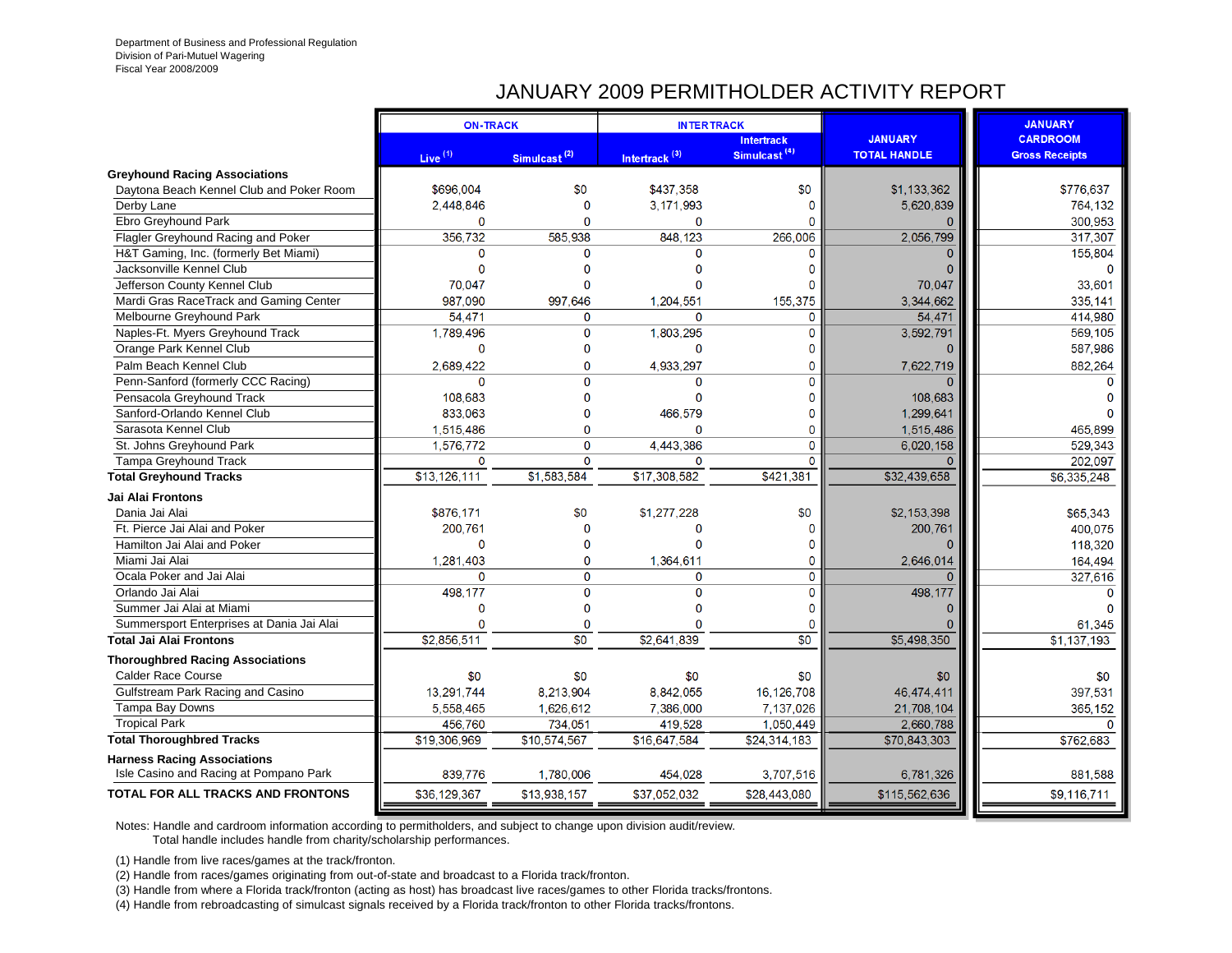Department of Business and Professional Regulation
Division of Pari-Mutuel Wagering
Fiscal Year 2008/2009

# JANUARY 2009 PERMITHOLDER ACTIVITY REPORT

| | ON-TRACK | | INTERTRACK | | JANUARY TOTAL HANDLE | JANUARY CARDROOM Gross Receipts |
|---|---|---|---|---|---|---|
| | Live (1) | Simulcast (2) | Intertrack (3) | Intertrack Simulcast (4) | | |
| **Greyhound Racing Associations** | | | | | | |
| Daytona Beach Kennel Club and Poker Room | $696,004 | $0 | $437,358 | $0 | $1,133,362 | $776,637 |
| Derby Lane | 2,448,846 | 0 | 3,171,993 | 0 | 5,620,839 | 764,132 |
| Ebro Greyhound Park | 0 | 0 | 0 | 0 | 0 | 300,953 |
| Flagler Greyhound Racing and Poker | 356,732 | 585,938 | 848,123 | 266,006 | 2,056,799 | 317,307 |
| H&T Gaming, Inc. (formerly Bet Miami) | 0 | 0 | 0 | 0 | 0 | 155,804 |
| Jacksonville Kennel Club | 0 | 0 | 0 | 0 | 0 | 0 |
| Jefferson County Kennel Club | 70,047 | 0 | 0 | 0 | 70,047 | 33,601 |
| Mardi Gras RaceTrack and Gaming Center | 987,090 | 997,646 | 1,204,551 | 155,375 | 3,344,662 | 335,141 |
| Melbourne Greyhound Park | 54,471 | 0 | 0 | 0 | 54,471 | 414,980 |
| Naples-Ft. Myers Greyhound Track | 1,789,496 | 0 | 1,803,295 | 0 | 3,592,791 | 569,105 |
| Orange Park Kennel Club | 0 | 0 | 0 | 0 | 0 | 587,986 |
| Palm Beach Kennel Club | 2,689,422 | 0 | 4,933,297 | 0 | 7,622,719 | 882,264 |
| Penn-Sanford (formerly CCC Racing) | 0 | 0 | 0 | 0 | 0 | 0 |
| Pensacola Greyhound Track | 108,683 | 0 | 0 | 0 | 108,683 | 0 |
| Sanford-Orlando Kennel Club | 833,063 | 0 | 466,579 | 0 | 1,299,641 | 0 |
| Sarasota Kennel Club | 1,515,486 | 0 | 0 | 0 | 1,515,486 | 465,899 |
| St. Johns Greyhound Park | 1,576,772 | 0 | 4,443,386 | 0 | 6,020,158 | 529,343 |
| Tampa Greyhound Track | 0 | 0 | 0 | 0 | 0 | 202,097 |
| **Total Greyhound Tracks** | $13,126,111 | $1,583,584 | $17,308,582 | $421,381 | $32,439,658 | $6,335,248 |
| **Jai Alai Frontons** | | | | | | |
| Dania Jai Alai | $876,171 | $0 | $1,277,228 | $0 | $2,153,398 | $65,343 |
| Ft. Pierce Jai Alai and Poker | 200,761 | 0 | 0 | 0 | 200,761 | 400,075 |
| Hamilton Jai Alai and Poker | 0 | 0 | 0 | 0 | 0 | 118,320 |
| Miami Jai Alai | 1,281,403 | 0 | 1,364,611 | 0 | 2,646,014 | 164,494 |
| Ocala Poker and Jai Alai | 0 | 0 | 0 | 0 | 0 | 327,616 |
| Orlando Jai Alai | 498,177 | 0 | 0 | 0 | 498,177 | 0 |
| Summer Jai Alai at Miami | 0 | 0 | 0 | 0 | 0 | 0 |
| Summersport Enterprises at Dania Jai Alai | 0 | 0 | 0 | 0 | 0 | 61,345 |
| **Total Jai Alai Frontons** | $2,856,511 | $0 | $2,641,839 | $0 | $5,498,350 | $1,137,193 |
| **Thoroughbred Racing Associations** | | | | | | |
| Calder Race Course | $0 | $0 | $0 | $0 | $0 | $0 |
| Gulfstream Park Racing and Casino | 13,291,744 | 8,213,904 | 8,842,055 | 16,126,708 | 46,474,411 | 397,531 |
| Tampa Bay Downs | 5,558,465 | 1,626,612 | 7,386,000 | 7,137,026 | 21,708,104 | 365,152 |
| Tropical Park | 456,760 | 734,051 | 419,528 | 1,050,449 | 2,660,788 | 0 |
| **Total Thoroughbred Tracks** | $19,306,969 | $10,574,567 | $16,647,584 | $24,314,183 | $70,843,303 | $762,683 |
| **Harness Racing Associations** | | | | | | |
| Isle Casino and Racing at Pompano Park | 839,776 | 1,780,006 | 454,028 | 3,707,516 | 6,781,326 | 881,588 |
| **TOTAL FOR ALL TRACKS AND FRONTONS** | $36,129,367 | $13,938,157 | $37,052,032 | $28,443,080 | $115,562,636 | $9,116,711 |

Notes: Handle and cardroom information according to permitholders, and subject to change upon division audit/review.
Total handle includes handle from charity/scholarship performances.

(1) Handle from live races/games at the track/fronton.
(2) Handle from races/games originating from out-of-state and broadcast to a Florida track/fronton.
(3) Handle from where a Florida track/fronton (acting as host) has broadcast live races/games to other Florida tracks/frontons.
(4) Handle from rebroadcasting of simulcast signals received by a Florida track/fronton to other Florida tracks/frontons.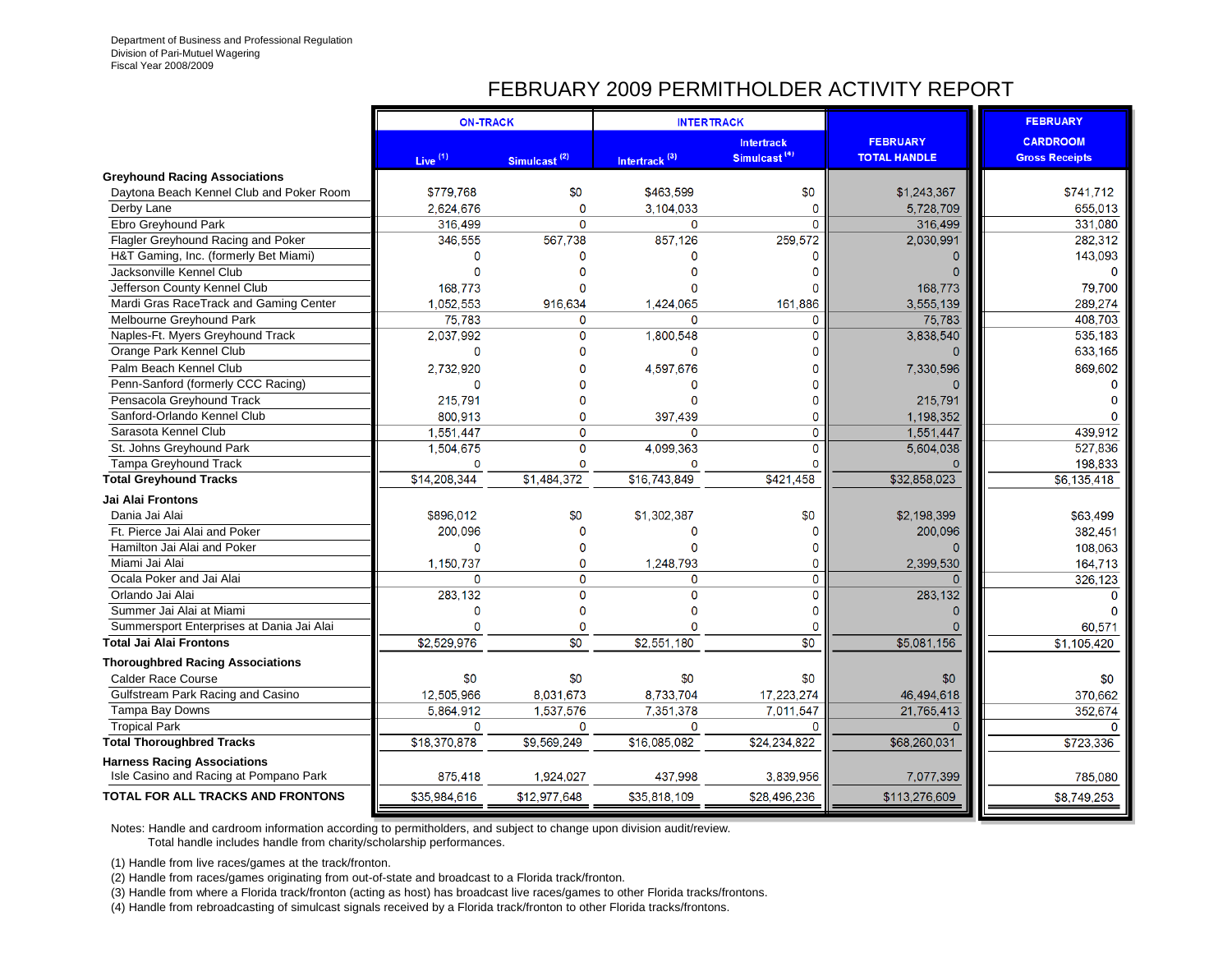Department of Business and Professional Regulation
Division of Pari-Mutuel Wagering
Fiscal Year 2008/2009

# FEBRUARY 2009 PERMITHOLDER ACTIVITY REPORT

| | ON-TRACK | | INTERTRACK | | | |
|---|---|---|---|---|---|---|
| | Live (1) | Simulcast (2) | Intertrack (3) | Intertrack Simulcast (4) | FEBRUARY TOTAL HANDLE | FEBRUARY CARDROOM Gross Receipts |
| **Greyhound Racing Associations** | | | | | | |
| Daytona Beach Kennel Club and Poker Room | $779,768 | $0 | $463,599 | $0 | $1,243,367 | $741,712 |
| Derby Lane | 2,624,676 | 0 | 3,104,033 | 0 | 5,728,709 | 655,013 |
| Ebro Greyhound Park | 316,499 | 0 | 0 | 0 | 316,499 | 331,080 |
| Flagler Greyhound Racing and Poker | 346,555 | 567,738 | 857,126 | 259,572 | 2,030,991 | 282,312 |
| H&T Gaming, Inc. (formerly Bet Miami) | 0 | 0 | 0 | 0 | 0 | 143,093 |
| Jacksonville Kennel Club | 0 | 0 | 0 | 0 | 0 | 0 |
| Jefferson County Kennel Club | 168,773 | 0 | 0 | 0 | 168,773 | 79,700 |
| Mardi Gras RaceTrack and Gaming Center | 1,052,553 | 916,634 | 1,424,065 | 161,886 | 3,555,139 | 289,274 |
| Melbourne Greyhound Park | 75,783 | 0 | 0 | 0 | 75,783 | 408,703 |
| Naples-Ft. Myers Greyhound Track | 2,037,992 | 0 | 1,800,548 | 0 | 3,838,540 | 535,183 |
| Orange Park Kennel Club | 0 | 0 | 0 | 0 | 0 | 633,165 |
| Palm Beach Kennel Club | 2,732,920 | 0 | 4,597,676 | 0 | 7,330,596 | 869,602 |
| Penn-Sanford (formerly CCC Racing) | 0 | 0 | 0 | 0 | 0 | 0 |
| Pensacola Greyhound Track | 215,791 | 0 | 0 | 0 | 215,791 | 0 |
| Sanford-Orlando Kennel Club | 800,913 | 0 | 397,439 | 0 | 1,198,352 | 0 |
| Sarasota Kennel Club | 1,551,447 | 0 | 0 | 0 | 1,551,447 | 439,912 |
| St. Johns Greyhound Park | 1,504,675 | 0 | 4,099,363 | 0 | 5,604,038 | 527,836 |
| Tampa Greyhound Track | 0 | 0 | 0 | 0 | 0 | 198,833 |
| **Total Greyhound Tracks** | $14,208,344 | $1,484,372 | $16,743,849 | $421,458 | $32,858,023 | $6,135,418 |
| **Jai Alai Frontons** | | | | | | |
| Dania Jai Alai | $896,012 | $0 | $1,302,387 | $0 | $2,198,399 | $63,499 |
| Ft. Pierce Jai Alai and Poker | 200,096 | 0 | 0 | 0 | 200,096 | 382,451 |
| Hamilton Jai Alai and Poker | 0 | 0 | 0 | 0 | 0 | 108,063 |
| Miami Jai Alai | 1,150,737 | 0 | 1,248,793 | 0 | 2,399,530 | 164,713 |
| Ocala Poker and Jai Alai | 0 | 0 | 0 | 0 | 0 | 326,123 |
| Orlando Jai Alai | 283,132 | 0 | 0 | 0 | 283,132 | 0 |
| Summer Jai Alai at Miami | 0 | 0 | 0 | 0 | 0 | 0 |
| Summersport Enterprises at Dania Jai Alai | 0 | 0 | 0 | 0 | 0 | 60,571 |
| **Total Jai Alai Frontons** | $2,529,976 | $0 | $2,551,180 | $0 | $5,081,156 | $1,105,420 |
| **Thoroughbred Racing Associations** | | | | | | |
| Calder Race Course | $0 | $0 | $0 | $0 | $0 | $0 |
| Gulfstream Park Racing and Casino | 12,505,966 | 8,031,673 | 8,733,704 | 17,223,274 | 46,494,618 | 370,662 |
| Tampa Bay Downs | 5,864,912 | 1,537,576 | 7,351,378 | 7,011,547 | 21,765,413 | 352,674 |
| Tropical Park | 0 | 0 | 0 | 0 | 0 | 0 |
| **Total Thoroughbred Tracks** | $18,370,878 | $9,569,249 | $16,085,082 | $24,234,822 | $68,260,031 | $723,336 |
| **Harness Racing Associations** | | | | | | |
| Isle Casino and Racing at Pompano Park | 875,418 | 1,924,027 | 437,998 | 3,839,956 | 7,077,399 | 785,080 |
| **TOTAL FOR ALL TRACKS AND FRONTONS** | $35,984,616 | $12,977,648 | $35,818,109 | $28,496,236 | $113,276,609 | $8,749,253 |

Notes: Handle and cardroom information according to permitholders, and subject to change upon division audit/review.
Total handle includes handle from charity/scholarship performances.

(1) Handle from live races/games at the track/fronton.
(2) Handle from races/games originating from out-of-state and broadcast to a Florida track/fronton.
(3) Handle from where a Florida track/fronton (acting as host) has broadcast live races/games to other Florida tracks/frontons.
(4) Handle from rebroadcasting of simulcast signals received by a Florida track/fronton to other Florida tracks/frontons.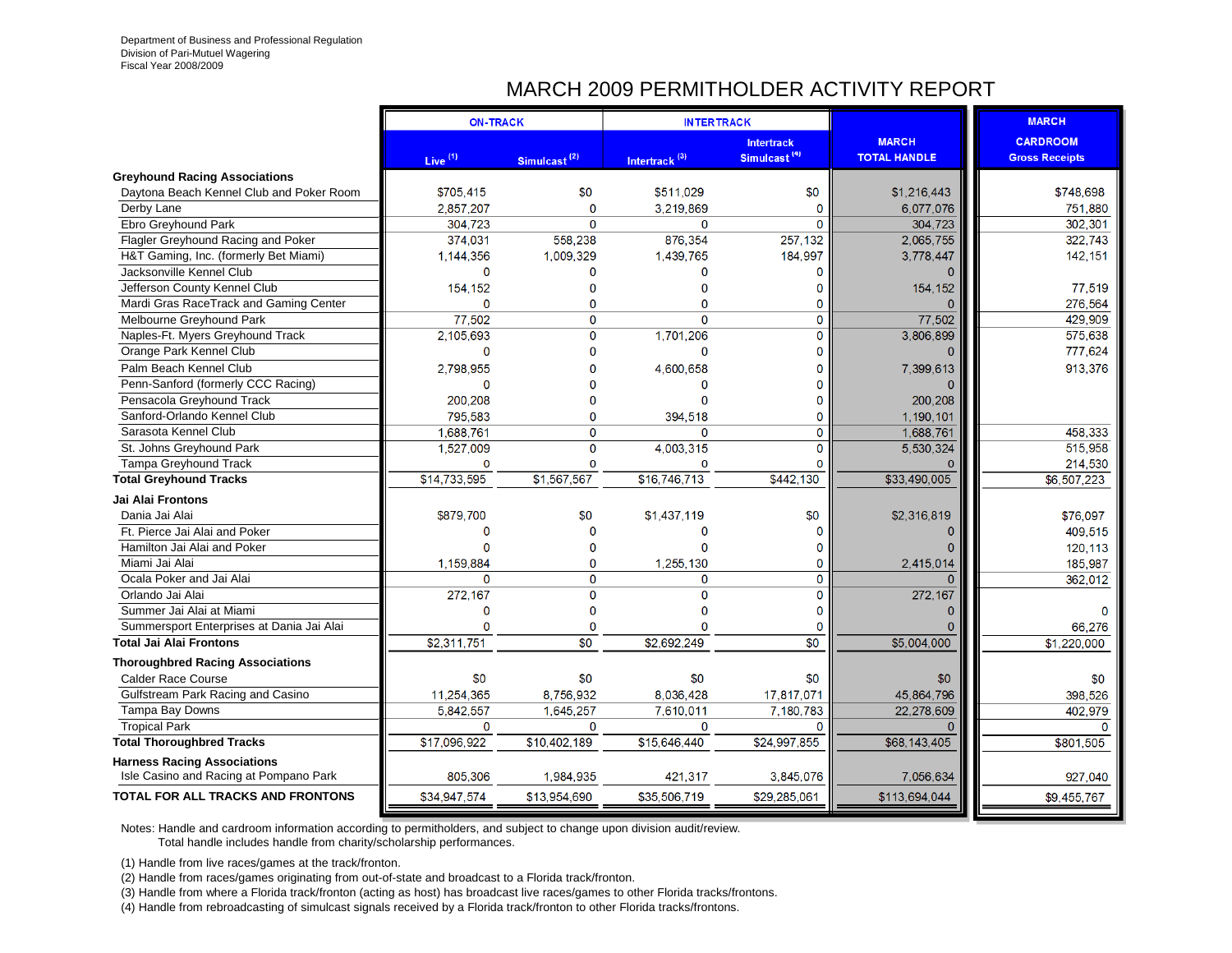Department of Business and Professional Regulation
Division of Pari-Mutuel Wagering
Fiscal Year 2008/2009

# MARCH 2009 PERMITHOLDER ACTIVITY REPORT

| | ON-TRACK | | INTERTRACK | | MARCH | MARCH |
|---|---|---|---|---|---|---|
| | Live [1] | Simulcast [2] | Intertrack [3] | Intertrack Simulcast [4] | TOTAL HANDLE | CARDROOM Gross Receipts |
| **Greyhound Racing Associations** | | | | | | |
| Daytona Beach Kennel Club and Poker Room | $705,415 | $0 | $511,029 | $0 | $1,216,443 | $748,698 |
| Derby Lane | 2,857,207 | 0 | 3,219,869 | 0 | 6,077,076 | 751,880 |
| Ebro Greyhound Park | 304,723 | 0 | 0 | 0 | 304,723 | 302,301 |
| Flagler Greyhound Racing and Poker | 374,031 | 558,238 | 876,354 | 257,132 | 2,065,755 | 322,743 |
| H&T Gaming, Inc. (formerly Bet Miami) | 1,144,356 | 1,009,329 | 1,439,765 | 184,997 | 3,778,447 | 142,151 |
| Jacksonville Kennel Club | 0 | 0 | 0 | 0 | 0 | |
| Jefferson County Kennel Club | 154,152 | 0 | 0 | 0 | 154,152 | 77,519 |
| Mardi Gras RaceTrack and Gaming Center | 0 | 0 | 0 | 0 | 0 | 276,564 |
| Melbourne Greyhound Park | 77,502 | 0 | 0 | 0 | 77,502 | 429,909 |
| Naples-Ft. Myers Greyhound Track | 2,105,693 | 0 | 1,701,206 | 0 | 3,806,899 | 575,638 |
| Orange Park Kennel Club | 0 | 0 | 0 | 0 | 0 | 777,624 |
| Palm Beach Kennel Club | 2,798,955 | 0 | 4,600,658 | 0 | 7,399,613 | 913,376 |
| Penn-Sanford (formerly CCC Racing) | 0 | 0 | 0 | 0 | 0 | |
| Pensacola Greyhound Track | 200,208 | 0 | 0 | 0 | 200,208 | |
| Sanford-Orlando Kennel Club | 795,583 | 0 | 394,518 | 0 | 1,190,101 | |
| Sarasota Kennel Club | 1,688,761 | 0 | 0 | 0 | 1,688,761 | 458,333 |
| St. Johns Greyhound Park | 1,527,009 | 0 | 4,003,315 | 0 | 5,530,324 | 515,958 |
| Tampa Greyhound Track | 0 | 0 | 0 | 0 | 0 | 214,530 |
| **Total Greyhound Tracks** | $14,733,595 | $1,567,567 | $16,746,713 | $442,130 | $33,490,005 | $6,507,223 |
| **Jai Alai Frontons** | | | | | | |
| Dania Jai Alai | $879,700 | $0 | $1,437,119 | $0 | $2,316,819 | $76,097 |
| Ft. Pierce Jai Alai and Poker | 0 | 0 | 0 | 0 | 0 | 409,515 |
| Hamilton Jai Alai and Poker | 0 | 0 | 0 | 0 | 0 | 120,113 |
| Miami Jai Alai | 1,159,884 | 0 | 1,255,130 | 0 | 2,415,014 | 185,987 |
| Ocala Poker and Jai Alai | 0 | 0 | 0 | 0 | 0 | 362,012 |
| Orlando Jai Alai | 272,167 | 0 | 0 | 0 | 272,167 | |
| Summer Jai Alai at Miami | 0 | 0 | 0 | 0 | 0 | 0 |
| Summersport Enterprises at Dania Jai Alai | 0 | 0 | 0 | 0 | 0 | 66,276 |
| **Total Jai Alai Frontons** | $2,311,751 | $0 | $2,692,249 | $0 | $5,004,000 | $1,220,000 |
| **Thoroughbred Racing Associations** | | | | | | |
| Calder Race Course | $0 | $0 | $0 | $0 | $0 | $0 |
| Gulfstream Park Racing and Casino | 11,254,365 | 8,756,932 | 8,036,428 | 17,817,071 | 45,864,796 | 398,526 |
| Tampa Bay Downs | 5,842,557 | 1,645,257 | 7,610,011 | 7,180,783 | 22,278,609 | 402,979 |
| Tropical Park | 0 | 0 | 0 | 0 | 0 | 0 |
| **Total Thoroughbred Tracks** | $17,096,922 | $10,402,189 | $15,646,440 | $24,997,855 | $68,143,405 | $801,505 |
| **Harness Racing Associations** | | | | | | |
| Isle Casino and Racing at Pompano Park | 805,306 | 1,984,935 | 421,317 | 3,845,076 | 7,056,634 | 927,040 |
| **TOTAL FOR ALL TRACKS AND FRONTONS** | $34,947,574 | $13,954,690 | $35,506,719 | $29,285,061 | $113,694,044 | $9,455,767 |

Notes: Handle and cardroom information according to permitholders, and subject to change upon division audit/review.
Total handle includes handle from charity/scholarship performances.

(1) Handle from live races/games at the track/fronton.
(2) Handle from races/games originating from out-of-state and broadcast to a Florida track/fronton.
(3) Handle from where a Florida track/fronton (acting as host) has broadcast live races/games to other Florida tracks/frontons.
(4) Handle from rebroadcasting of simulcast signals received by a Florida track/fronton to other Florida tracks/frontons.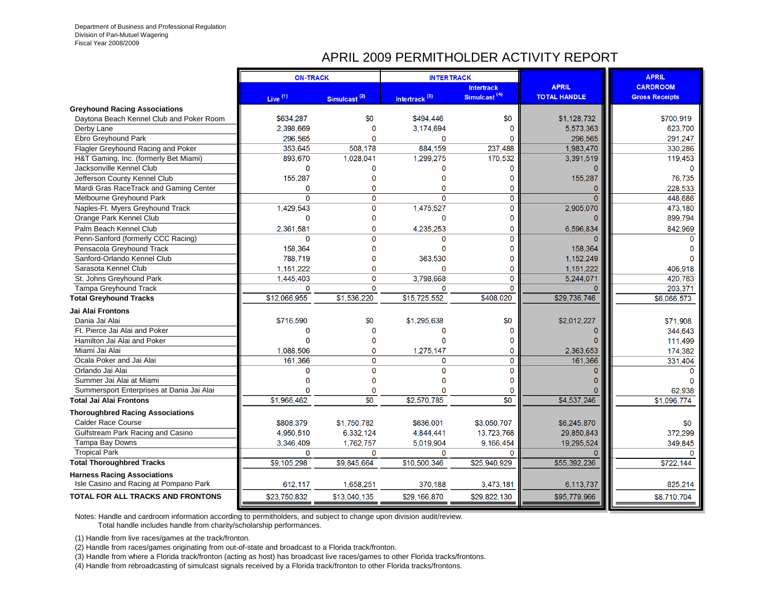Department of Business and Professional Regulation
Division of Pari-Mutuel Wagering
Fiscal Year 2008/2009

# APRIL 2009 PERMITHOLDER ACTIVITY REPORT

| | ON-TRACK | | INTERTRACK | | APRIL | APRIL |
|---|---|---|---|---|---|---|
| | Live [1] | Simulcast [2] | Intertrack [3] | Intertrack Simulcast [4] | TOTAL HANDLE | CARDROOM Gross Receipts |
| **Greyhound Racing Associations** | | | | | | |
| Daytona Beach Kennel Club and Poker Room | $634,287 | $0 | $494,446 | $0 | $1,128,732 | $700,919 |
| Derby Lane | 2,398,669 | 0 | 3,174,694 | 0 | 5,573,363 | 623,700 |
| Ebro Greyhound Park | 296,565 | 0 | 0 | 0 | 296,565 | 291,247 |
| Flagler Greyhound Racing and Poker | 353,645 | 508,178 | 884,159 | 237,488 | 1,983,470 | 330,286 |
| H&T Gaming, Inc. (formerly Bet Miami) | 893,670 | 1,028,041 | 1,299,275 | 170,532 | 3,391,519 | 119,453 |
| Jacksonville Kennel Club | 0 | 0 | 0 | 0 | 0 | 0 |
| Jefferson County Kennel Club | 155,287 | 0 | 0 | 0 | 155,287 | 76,735 |
| Mardi Gras RaceTrack and Gaming Center | 0 | 0 | 0 | 0 | 0 | 228,533 |
| Melbourne Greyhound Park | 0 | 0 | 0 | 0 | 0 | 448,686 |
| Naples-Ft. Myers Greyhound Track | 1,429,543 | 0 | 1,475,527 | 0 | 2,905,070 | 473,180 |
| Orange Park Kennel Club | 0 | 0 | 0 | 0 | 0 | 899,794 |
| Palm Beach Kennel Club | 2,361,581 | 0 | 4,235,253 | 0 | 6,596,834 | 842,969 |
| Penn-Sanford (formerly CCC Racing) | 0 | 0 | 0 | 0 | 0 | 0 |
| Pensacola Greyhound Track | 158,364 | 0 | 0 | 0 | 158,364 | 0 |
| Sanford-Orlando Kennel Club | 788,719 | 0 | 363,530 | 0 | 1,152,249 | 0 |
| Sarasota Kennel Club | 1,151,222 | 0 | 0 | 0 | 1,151,222 | 406,918 |
| St. Johns Greyhound Park | 1,445,403 | 0 | 3,798,668 | 0 | 5,244,071 | 420,783 |
| Tampa Greyhound Track | 0 | 0 | 0 | 0 | 0 | 203,371 |
| **Total Greyhound Tracks** | $12,066,955 | $1,536,220 | $15,725,552 | $408,020 | $29,736,746 | $6,066,573 |
| **Jai Alai Frontons** | | | | | | |
| Dania Jai Alai | $716,590 | $0 | $1,295,638 | $0 | $2,012,227 | $71,908 |
| Ft. Pierce Jai Alai and Poker | 0 | 0 | 0 | 0 | 0 | 344,643 |
| Hamilton Jai Alai and Poker | 0 | 0 | 0 | 0 | 0 | 111,499 |
| Miami Jai Alai | 1,088,506 | 0 | 1,275,147 | 0 | 2,363,653 | 174,382 |
| Ocala Poker and Jai Alai | 161,366 | 0 | 0 | 0 | 161,366 | 331,404 |
| Orlando Jai Alai | 0 | 0 | 0 | 0 | 0 | 0 |
| Summer Jai Alai at Miami | 0 | 0 | 0 | 0 | 0 | 0 |
| Summersport Enterprises at Dania Jai Alai | 0 | 0 | 0 | 0 | 0 | 62,938 |
| **Total Jai Alai Frontons** | $1,966,462 | $0 | $2,570,785 | $0 | $4,537,246 | $1,096,774 |
| **Thoroughbred Racing Associations** | | | | | | |
| Calder Race Course | $808,379 | $1,750,782 | $636,001 | $3,050,707 | $6,245,870 | $0 |
| Gulfstream Park Racing and Casino | 4,950,510 | 6,332,124 | 4,844,441 | 13,723,768 | 29,850,843 | 372,299 |
| Tampa Bay Downs | 3,346,409 | 1,762,757 | 5,019,904 | 9,166,454 | 19,295,524 | 349,845 |
| Tropical Park | 0 | 0 | 0 | 0 | 0 | 0 |
| **Total Thoroughbred Tracks** | $9,105,298 | $9,845,664 | $10,500,346 | $25,940,929 | $55,392,236 | $722,144 |
| **Harness Racing Associations** | | | | | | |
| Isle Casino and Racing at Pompano Park | 612,117 | 1,658,251 | 370,188 | 3,473,181 | 6,113,737 | 825,214 |
| **TOTAL FOR ALL TRACKS AND FRONTONS** | $23,750,832 | $13,040,135 | $29,166,870 | $29,822,130 | $95,779,966 | $8,710,704 |

Notes: Handle and cardroom information according to permitholders, and subject to change upon division audit/review.
Total handle includes handle from charity/scholarship performances.

(1) Handle from live races/games at the track/fronton.
(2) Handle from races/games originating from out-of-state and broadcast to a Florida track/fronton.
(3) Handle from where a Florida track/fronton (acting as host) has broadcast live races/games to other Florida tracks/frontons.
(4) Handle from rebroadcasting of simulcast signals received by a Florida track/fronton to other Florida tracks/frontons.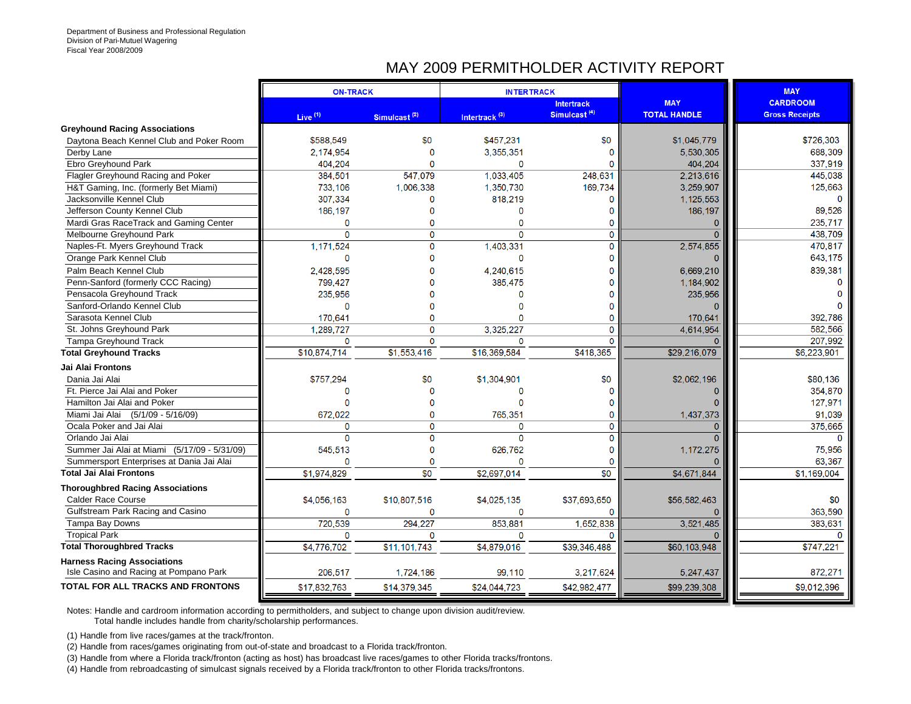Department of Business and Professional Regulation
Division of Pari-Mutuel Wagering
Fiscal Year 2008/2009

# MAY 2009 PERMITHOLDER ACTIVITY REPORT

| | ON-TRACK | | INTERTRACK | | MAY | MAY |
|---|---|---|---|---|---|---|
| | Live (1) | Simulcast (2) | Intertrack (3) | Intertrack Simulcast (4) | TOTAL HANDLE | CARDROOM Gross Receipts |
| **Greyhound Racing Associations** | | | | | | |
| Daytona Beach Kennel Club and Poker Room | $588,549 | $0 | $457,231 | $0 | $1,045,779 | $726,303 |
| Derby Lane | 2,174,954 | 0 | 3,355,351 | 0 | 5,530,305 | 688,309 |
| Ebro Greyhound Park | 404,204 | 0 | 0 | 0 | 404,204 | 337,919 |
| Flagler Greyhound Racing and Poker | 384,501 | 547,079 | 1,033,405 | 248,631 | 2,213,616 | 445,038 |
| H&T Gaming, Inc. (formerly Bet Miami) | 733,106 | 1,006,338 | 1,350,730 | 169,734 | 3,259,907 | 125,663 |
| Jacksonville Kennel Club | 307,334 | 0 | 818,219 | 0 | 1,125,553 | 0 |
| Jefferson County Kennel Club | 186,197 | 0 | 0 | 0 | 186,197 | 89,526 |
| Mardi Gras RaceTrack and Gaming Center | 0 | 0 | 0 | 0 | 0 | 235,717 |
| Melbourne Greyhound Park | 0 | 0 | 0 | 0 | 0 | 438,709 |
| Naples-Ft. Myers Greyhound Track | 1,171,524 | 0 | 1,403,331 | 0 | 2,574,855 | 470,817 |
| Orange Park Kennel Club | 0 | 0 | 0 | 0 | 0 | 643,175 |
| Palm Beach Kennel Club | 2,428,595 | 0 | 4,240,615 | 0 | 6,669,210 | 839,381 |
| Penn-Sanford (formerly CCC Racing) | 799,427 | 0 | 385,475 | 0 | 1,184,902 | 0 |
| Pensacola Greyhound Track | 235,956 | 0 | 0 | 0 | 235,956 | 0 |
| Sanford-Orlando Kennel Club | 0 | 0 | 0 | 0 | 0 | 0 |
| Sarasota Kennel Club | 170,641 | 0 | 0 | 0 | 170,641 | 392,786 |
| St. Johns Greyhound Park | 1,289,727 | 0 | 3,325,227 | 0 | 4,614,954 | 582,566 |
| Tampa Greyhound Track | 0 | 0 | 0 | 0 | 0 | 207,992 |
| **Total Greyhound Tracks** | $10,874,714 | $1,553,416 | $16,369,584 | $418,365 | $29,216,079 | $6,223,901 |
| **Jai Alai Frontons** | | | | | | |
| Dania Jai Alai | $757,294 | $0 | $1,304,901 | $0 | $2,062,196 | $80,136 |
| Ft. Pierce Jai Alai and Poker | 0 | 0 | 0 | 0 | 0 | 354,870 |
| Hamilton Jai Alai and Poker | 0 | 0 | 0 | 0 | 0 | 127,971 |
| Miami Jai Alai (5/1/09 - 5/16/09) | 672,022 | 0 | 765,351 | 0 | 1,437,373 | 91,039 |
| Ocala Poker and Jai Alai | 0 | 0 | 0 | 0 | 0 | 375,665 |
| Orlando Jai Alai | 0 | 0 | 0 | 0 | 0 | 0 |
| Summer Jai Alai at Miami (5/17/09 - 5/31/09) | 545,513 | 0 | 626,762 | 0 | 1,172,275 | 75,956 |
| Summersport Enterprises at Dania Jai Alai | 0 | 0 | 0 | 0 | 0 | 63,367 |
| **Total Jai Alai Frontons** | $1,974,829 | $0 | $2,697,014 | $0 | $4,671,844 | $1,169,004 |
| **Thoroughbred Racing Associations** | | | | | | |
| Calder Race Course | $4,056,163 | $10,807,516 | $4,025,135 | $37,693,650 | $56,582,463 | $0 |
| Gulfstream Park Racing and Casino | 0 | 0 | 0 | 0 | 0 | 363,590 |
| Tampa Bay Downs | 720,539 | 294,227 | 853,881 | 1,652,838 | 3,521,485 | 383,631 |
| Tropical Park | 0 | 0 | 0 | 0 | 0 | 0 |
| **Total Thoroughbred Tracks** | $4,776,702 | $11,101,743 | $4,879,016 | $39,346,488 | $60,103,948 | $747,221 |
| **Harness Racing Associations** | | | | | | |
| Isle Casino and Racing at Pompano Park | 206,517 | 1,724,186 | 99,110 | 3,217,624 | 5,247,437 | 872,271 |
| **TOTAL FOR ALL TRACKS AND FRONTONS** | $17,832,763 | $14,379,345 | $24,044,723 | $42,982,477 | $99,239,308 | $9,012,396 |

Notes: Handle and cardroom information according to permitholders, and subject to change upon division audit/review.
Total handle includes handle from charity/scholarship performances.

(1) Handle from live races/games at the track/fronton.
(2) Handle from races/games originating from out-of-state and broadcast to a Florida track/fronton.
(3) Handle from where a Florida track/fronton (acting as host) has broadcast live races/games to other Florida tracks/frontons.
(4) Handle from rebroadcasting of simulcast signals received by a Florida track/fronton to other Florida tracks/frontons.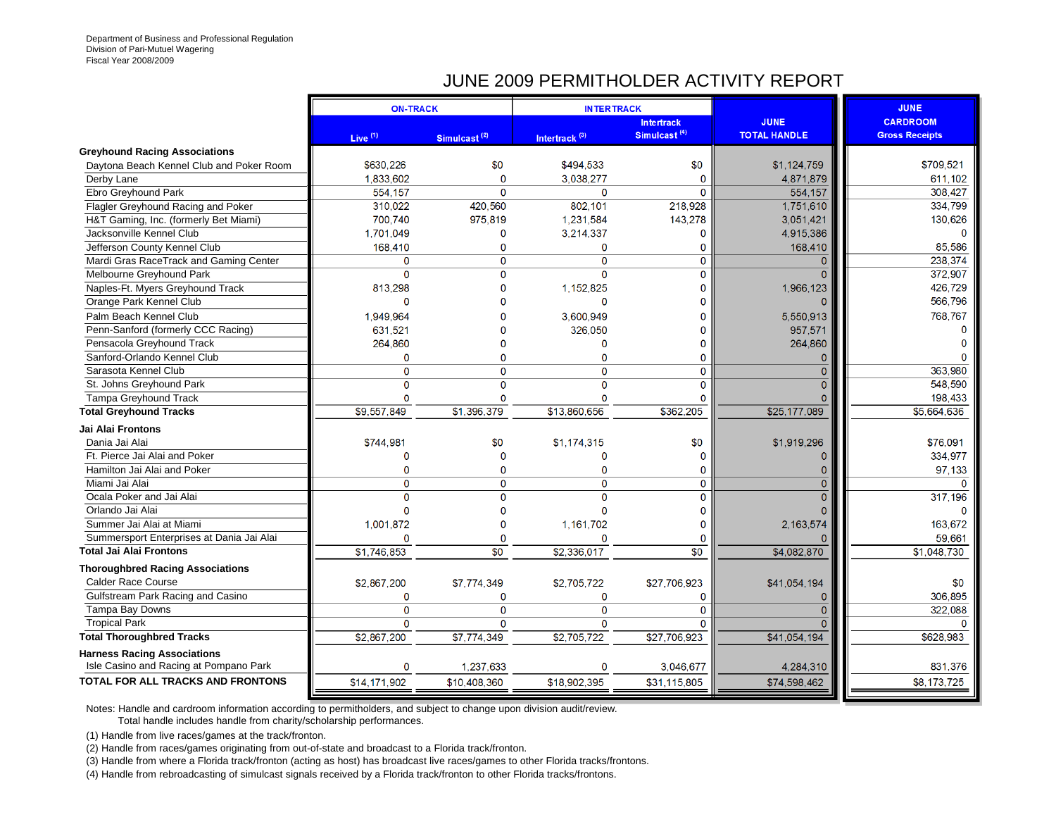Department of Business and Professional Regulation
Division of Pari-Mutuel Wagering
Fiscal Year 2008/2009

# JUNE 2009 PERMITHOLDER ACTIVITY REPORT

| | ON-TRACK | | INTERTRACK | | JUNE TOTAL HANDLE | JUNE CARDROOM Gross Receipts |
|---|---|---|---|---|---|---|
| | Live (1) | Simulcast (2) | Intertrack (3) | Intertrack Simulcast (4) | | |
| **Greyhound Racing Associations** | | | | | | |
| Daytona Beach Kennel Club and Poker Room | $630,226 | $0 | $494,533 | $0 | $1,124,759 | $709,521 |
| Derby Lane | 1,833,602 | 0 | 3,038,277 | 0 | 4,871,879 | 611,102 |
| Ebro Greyhound Park | 554,157 | 0 | 0 | 0 | 554,157 | 308,427 |
| Flagler Greyhound Racing and Poker | 310,022 | 420,560 | 802,101 | 218,928 | 1,751,610 | 334,799 |
| H&T Gaming, Inc. (formerly Bet Miami) | 700,740 | 975,819 | 1,231,584 | 143,278 | 3,051,421 | 130,626 |
| Jacksonville Kennel Club | 1,701,049 | 0 | 3,214,337 | 0 | 4,915,386 | 0 |
| Jefferson County Kennel Club | 168,410 | 0 | 0 | 0 | 168,410 | 85,586 |
| Mardi Gras RaceTrack and Gaming Center | 0 | 0 | 0 | 0 | 0 | 238,374 |
| Melbourne Greyhound Park | 0 | 0 | 0 | 0 | 0 | 372,907 |
| Naples-Ft. Myers Greyhound Track | 813,298 | 0 | 1,152,825 | 0 | 1,966,123 | 426,729 |
| Orange Park Kennel Club | 0 | 0 | 0 | 0 | 0 | 566,796 |
| Palm Beach Kennel Club | 1,949,964 | 0 | 3,600,949 | 0 | 5,550,913 | 768,767 |
| Penn-Sanford (formerly CCC Racing) | 631,521 | 0 | 326,050 | 0 | 957,571 | 0 |
| Pensacola Greyhound Track | 264,860 | 0 | 0 | 0 | 264,860 | 0 |
| Sanford-Orlando Kennel Club | 0 | 0 | 0 | 0 | 0 | 0 |
| Sarasota Kennel Club | 0 | 0 | 0 | 0 | 0 | 363,980 |
| St. Johns Greyhound Park | 0 | 0 | 0 | 0 | 0 | 548,590 |
| Tampa Greyhound Track | 0 | 0 | 0 | 0 | 0 | 198,433 |
| **Total Greyhound Tracks** | $9,557,849 | $1,396,379 | $13,860,656 | $362,205 | $25,177,089 | $5,664,636 |
| **Jai Alai Frontons** | | | | | | |
| Dania Jai Alai | $744,981 | $0 | $1,174,315 | $0 | $1,919,296 | $76,091 |
| Ft. Pierce Jai Alai and Poker | 0 | 0 | 0 | 0 | 0 | 334,977 |
| Hamilton Jai Alai and Poker | 0 | 0 | 0 | 0 | 0 | 97,133 |
| Miami Jai Alai | 0 | 0 | 0 | 0 | 0 | 0 |
| Ocala Poker and Jai Alai | 0 | 0 | 0 | 0 | 0 | 317,196 |
| Orlando Jai Alai | 0 | 0 | 0 | 0 | 0 | 0 |
| Summer Jai Alai at Miami | 1,001,872 | 0 | 1,161,702 | 0 | 2,163,574 | 163,672 |
| Summersport Enterprises at Dania Jai Alai | 0 | 0 | 0 | 0 | 0 | 59,661 |
| **Total Jai Alai Frontons** | $1,746,853 | $0 | $2,336,017 | $0 | $4,082,870 | $1,048,730 |
| **Thoroughbred Racing Associations** | | | | | | |
| Calder Race Course | $2,867,200 | $7,774,349 | $2,705,722 | $27,706,923 | $41,054,194 | $0 |
| Gulfstream Park Racing and Casino | 0 | 0 | 0 | 0 | 0 | 306,895 |
| Tampa Bay Downs | 0 | 0 | 0 | 0 | 0 | 322,088 |
| Tropical Park | 0 | 0 | 0 | 0 | 0 | 0 |
| **Total Thoroughbred Tracks** | $2,867,200 | $7,774,349 | $2,705,722 | $27,706,923 | $41,054,194 | $628,983 |
| **Harness Racing Associations** | | | | | | |
| Isle Casino and Racing at Pompano Park | 0 | 1,237,633 | 0 | 3,046,677 | 4,284,310 | 831,376 |
| **TOTAL FOR ALL TRACKS AND FRONTONS** | $14,171,902 | $10,408,360 | $18,902,395 | $31,115,805 | $74,598,462 | $8,173,725 |

Notes: Handle and cardroom information according to permitholders, and subject to change upon division audit/review.
Total handle includes handle from charity/scholarship performances.

(1) Handle from live races/games at the track/fronton.
(2) Handle from races/games originating from out-of-state and broadcast to a Florida track/fronton.
(3) Handle from where a Florida track/fronton (acting as host) has broadcast live races/games to other Florida tracks/frontons.
(4) Handle from rebroadcasting of simulcast signals received by a Florida track/fronton to other Florida tracks/frontons.